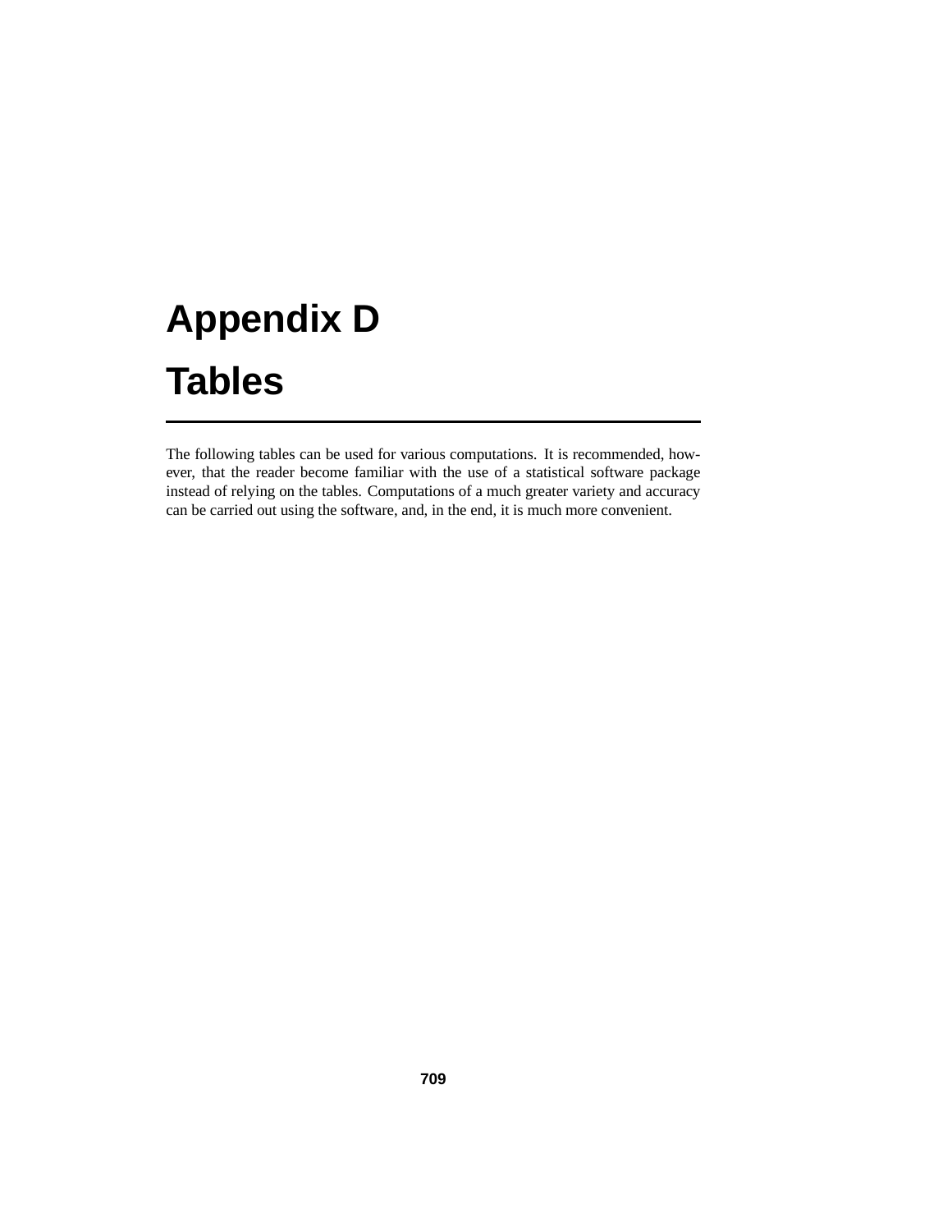# Appendix D

# Tables

The following tables can be used for various computations. It is recommended, however, that the reader become familiar with the use of a statistical software package instead of relying on the tables. Computations of a much greater variety and accuracy can be carried out using the software, and, in the end, it is much more convenient.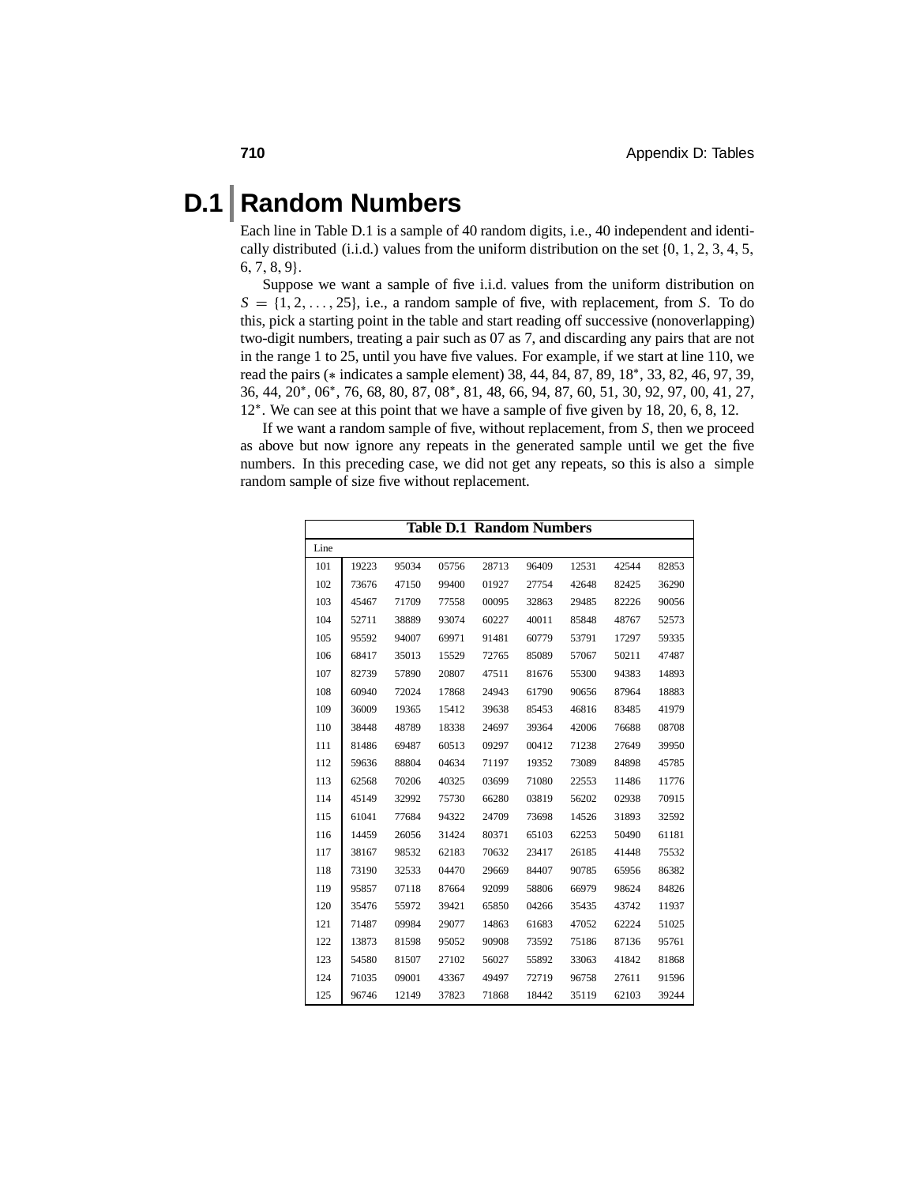# D.1 Random Numbers

Each line in Table D.1 is a sample of 40 random digits, i.e., 40 independent and identically distributed (i.i.d.) values from the uniform distribution on the set $\{0, 1, 2, 3, 4, 5, 6, 7, 8, 9\}$.

Suppose we want a sample of five i.i.d. values from the uniform distribution on $S = \{1, 2, \ldots, 25\}$, i.e., a random sample of five, with replacement, from $S$. To do this, pick a starting point in the table and start reading off successive (nonoverlapping) two-digit numbers, treating a pair such as 07 as 7, and discarding any pairs that are not in the range 1 to 25, until you have five values. For example, if we start at line 110, we read the pairs ($*$ indicates a sample element) 38, 44, 84, 87, 89, $18^*$, 33, 82, 46, 97, 39, 36, 44, $20^*$, $06^*$, 76, 68, 80, 87, $08^*$, 81, 48, 66, 94, 87, 60, 51, 30, 92, 97, 00, 41, 27, $12^*$. We can see at this point that we have a sample of five given by 18, 20, 6, 8, 12.

If we want a random sample of five, without replacement, from $S$, then we proceed as above but now ignore any repeats in the generated sample until we get the five numbers. In this preceding case, we did not get any repeats, so this is also a simple random sample of size five without replacement.

**Table D.1 Random Numbers**

| Line | | | | | | | | |
|---|---|---|---|---|---|---|---|---|
| 101 | 19223 | 95034 | 05756 | 28713 | 96409 | 12531 | 42544 | 82853 |
| 102 | 73676 | 47150 | 99400 | 01927 | 27754 | 42648 | 82425 | 36290 |
| 103 | 45467 | 71709 | 77558 | 00095 | 32863 | 29485 | 82226 | 90056 |
| 104 | 52711 | 38889 | 93074 | 60227 | 40011 | 85848 | 48767 | 52573 |
| 105 | 95592 | 94007 | 69971 | 91481 | 60779 | 53791 | 17297 | 59335 |
| 106 | 68417 | 35013 | 15529 | 72765 | 85089 | 57067 | 50211 | 47487 |
| 107 | 82739 | 57890 | 20807 | 47511 | 81676 | 55300 | 94383 | 14893 |
| 108 | 60940 | 72024 | 17868 | 24943 | 61790 | 90656 | 87964 | 18883 |
| 109 | 36009 | 19365 | 15412 | 39638 | 85453 | 46816 | 83485 | 41979 |
| 110 | 38448 | 48789 | 18338 | 24697 | 39364 | 42006 | 76688 | 08708 |
| 111 | 81486 | 69487 | 60513 | 09297 | 00412 | 71238 | 27649 | 39950 |
| 112 | 59636 | 88804 | 04634 | 71197 | 19352 | 73089 | 84898 | 45785 |
| 113 | 62568 | 70206 | 40325 | 03699 | 71080 | 22553 | 11486 | 11776 |
| 114 | 45149 | 32992 | 75730 | 66280 | 03819 | 56202 | 02938 | 70915 |
| 115 | 61041 | 77684 | 94322 | 24709 | 73698 | 14526 | 31893 | 32592 |
| 116 | 14459 | 26056 | 31424 | 80371 | 65103 | 62253 | 50490 | 61181 |
| 117 | 38167 | 98532 | 62183 | 70632 | 23417 | 26185 | 41448 | 75532 |
| 118 | 73190 | 32533 | 04470 | 29669 | 84407 | 90785 | 65956 | 86382 |
| 119 | 95857 | 07118 | 87664 | 92099 | 58806 | 66979 | 98624 | 84826 |
| 120 | 35476 | 55972 | 39421 | 65850 | 04266 | 35435 | 43742 | 11937 |
| 121 | 71487 | 09984 | 29077 | 14863 | 61683 | 47052 | 62224 | 51025 |
| 122 | 13873 | 81598 | 95052 | 90908 | 73592 | 75186 | 87136 | 95761 |
| 123 | 54580 | 81507 | 27102 | 56027 | 55892 | 33063 | 41842 | 81868 |
| 124 | 71035 | 09001 | 43367 | 49497 | 72719 | 96758 | 27611 | 91596 |
| 125 | 96746 | 12149 | 37823 | 71868 | 18442 | 35119 | 62103 | 39244 |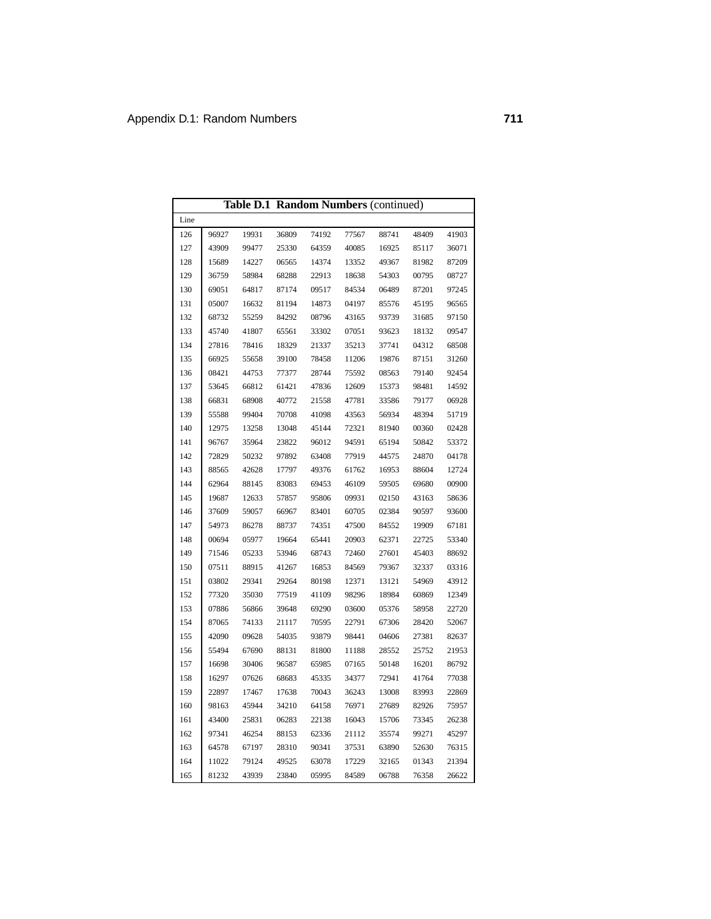**Table D.1 Random Numbers** (continued)

| Line | | | | | | | | |
|---|---|---|---|---|---|---|---|---|
| 126 | 96927 | 19931 | 36809 | 74192 | 77567 | 88741 | 48409 | 41903 |
| 127 | 43909 | 99477 | 25330 | 64359 | 40085 | 16925 | 85117 | 36071 |
| 128 | 15689 | 14227 | 06565 | 14374 | 13352 | 49367 | 81982 | 87209 |
| 129 | 36759 | 58984 | 68288 | 22913 | 18638 | 54303 | 00795 | 08727 |
| 130 | 69051 | 64817 | 87174 | 09517 | 84534 | 06489 | 87201 | 97245 |
| 131 | 05007 | 16632 | 81194 | 14873 | 04197 | 85576 | 45195 | 96565 |
| 132 | 68732 | 55259 | 84292 | 08796 | 43165 | 93739 | 31685 | 97150 |
| 133 | 45740 | 41807 | 65561 | 33302 | 07051 | 93623 | 18132 | 09547 |
| 134 | 27816 | 78416 | 18329 | 21337 | 35213 | 37741 | 04312 | 68508 |
| 135 | 66925 | 55658 | 39100 | 78458 | 11206 | 19876 | 87151 | 31260 |
| 136 | 08421 | 44753 | 77377 | 28744 | 75592 | 08563 | 79140 | 92454 |
| 137 | 53645 | 66812 | 61421 | 47836 | 12609 | 15373 | 98481 | 14592 |
| 138 | 66831 | 68908 | 40772 | 21558 | 47781 | 33586 | 79177 | 06928 |
| 139 | 55588 | 99404 | 70708 | 41098 | 43563 | 56934 | 48394 | 51719 |
| 140 | 12975 | 13258 | 13048 | 45144 | 72321 | 81940 | 00360 | 02428 |
| 141 | 96767 | 35964 | 23822 | 96012 | 94591 | 65194 | 50842 | 53372 |
| 142 | 72829 | 50232 | 97892 | 63408 | 77919 | 44575 | 24870 | 04178 |
| 143 | 88565 | 42628 | 17797 | 49376 | 61762 | 16953 | 88604 | 12724 |
| 144 | 62964 | 88145 | 83083 | 69453 | 46109 | 59505 | 69680 | 00900 |
| 145 | 19687 | 12633 | 57857 | 95806 | 09931 | 02150 | 43163 | 58636 |
| 146 | 37609 | 59057 | 66967 | 83401 | 60705 | 02384 | 90597 | 93600 |
| 147 | 54973 | 86278 | 88737 | 74351 | 47500 | 84552 | 19909 | 67181 |
| 148 | 00694 | 05977 | 19664 | 65441 | 20903 | 62371 | 22725 | 53340 |
| 149 | 71546 | 05233 | 53946 | 68743 | 72460 | 27601 | 45403 | 88692 |
| 150 | 07511 | 88915 | 41267 | 16853 | 84569 | 79367 | 32337 | 03316 |
| 151 | 03802 | 29341 | 29264 | 80198 | 12371 | 13121 | 54969 | 43912 |
| 152 | 77320 | 35030 | 77519 | 41109 | 98296 | 18984 | 60869 | 12349 |
| 153 | 07886 | 56866 | 39648 | 69290 | 03600 | 05376 | 58958 | 22720 |
| 154 | 87065 | 74133 | 21117 | 70595 | 22791 | 67306 | 28420 | 52067 |
| 155 | 42090 | 09628 | 54035 | 93879 | 98441 | 04606 | 27381 | 82637 |
| 156 | 55494 | 67690 | 88131 | 81800 | 11188 | 28552 | 25752 | 21953 |
| 157 | 16698 | 30406 | 96587 | 65985 | 07165 | 50148 | 16201 | 86792 |
| 158 | 16297 | 07626 | 68683 | 45335 | 34377 | 72941 | 41764 | 77038 |
| 159 | 22897 | 17467 | 17638 | 70043 | 36243 | 13008 | 83993 | 22869 |
| 160 | 98163 | 45944 | 34210 | 64158 | 76971 | 27689 | 82926 | 75957 |
| 161 | 43400 | 25831 | 06283 | 22138 | 16043 | 15706 | 73345 | 26238 |
| 162 | 97341 | 46254 | 88153 | 62336 | 21112 | 35574 | 99271 | 45297 |
| 163 | 64578 | 67197 | 28310 | 90341 | 37531 | 63890 | 52630 | 76315 |
| 164 | 11022 | 79124 | 49525 | 63078 | 17229 | 32165 | 01343 | 21394 |
| 165 | 81232 | 43939 | 23840 | 05995 | 84589 | 06788 | 76358 | 26622 |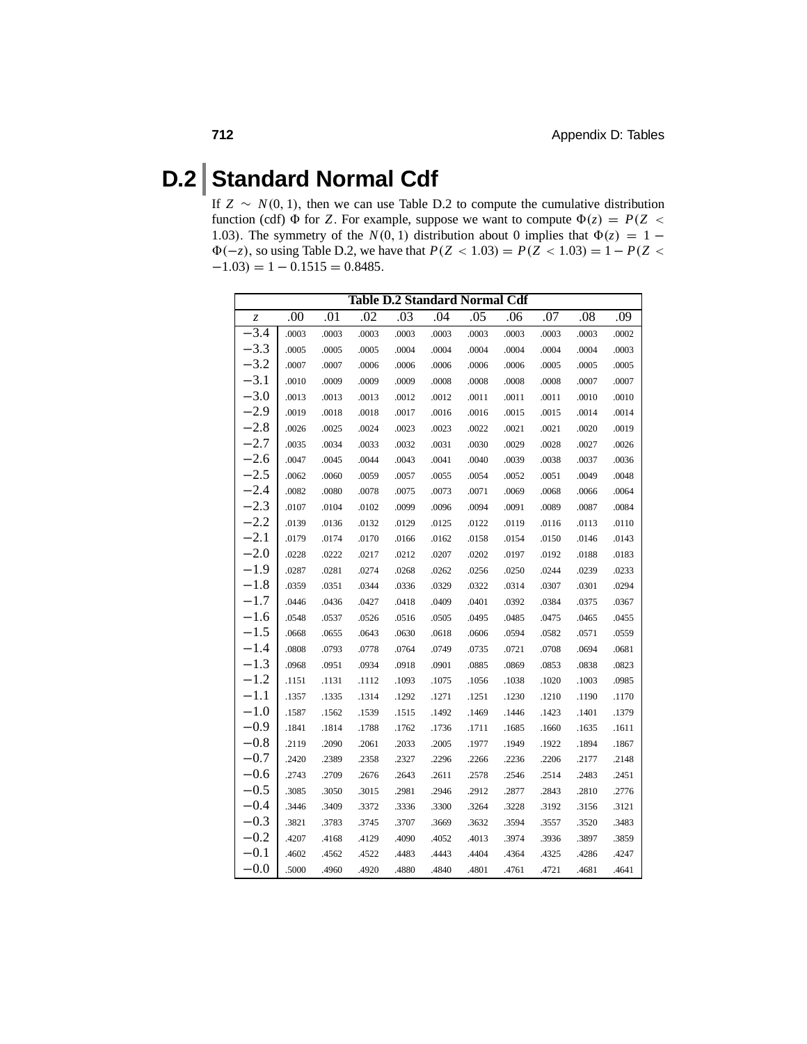## D.2 Standard Normal Cdf

If $Z \sim N(0,1)$, then we can use Table D.2 to compute the cumulative distribution function (cdf) $\Phi$ for $Z$. For example, suppose we want to compute $\Phi(z) = P(Z < 1.03)$. The symmetry of the $N(0,1)$ distribution about 0 implies that $\Phi(z) = 1 - \Phi(-z)$, so using Table D.2, we have that $P(Z < 1.03) = P(Z < 1.03) = 1 - P(Z < -1.03) = 1 - 0.1515 = 0.8485$.

**Table D.2 Standard Normal Cdf**

| $z$ | .00 | .01 | .02 | .03 | .04 | .05 | .06 | .07 | .08 | .09 |
|---|---|---|---|---|---|---|---|---|---|---|
| −3.4 | .0003 | .0003 | .0003 | .0003 | .0003 | .0003 | .0003 | .0003 | .0003 | .0002 |
| −3.3 | .0005 | .0005 | .0005 | .0004 | .0004 | .0004 | .0004 | .0004 | .0004 | .0003 |
| −3.2 | .0007 | .0007 | .0006 | .0006 | .0006 | .0006 | .0006 | .0005 | .0005 | .0005 |
| −3.1 | .0010 | .0009 | .0009 | .0009 | .0008 | .0008 | .0008 | .0008 | .0007 | .0007 |
| −3.0 | .0013 | .0013 | .0013 | .0012 | .0012 | .0011 | .0011 | .0011 | .0010 | .0010 |
| −2.9 | .0019 | .0018 | .0018 | .0017 | .0016 | .0016 | .0015 | .0015 | .0014 | .0014 |
| −2.8 | .0026 | .0025 | .0024 | .0023 | .0023 | .0022 | .0021 | .0021 | .0020 | .0019 |
| −2.7 | .0035 | .0034 | .0033 | .0032 | .0031 | .0030 | .0029 | .0028 | .0027 | .0026 |
| −2.6 | .0047 | .0045 | .0044 | .0043 | .0041 | .0040 | .0039 | .0038 | .0037 | .0036 |
| −2.5 | .0062 | .0060 | .0059 | .0057 | .0055 | .0054 | .0052 | .0051 | .0049 | .0048 |
| −2.4 | .0082 | .0080 | .0078 | .0075 | .0073 | .0071 | .0069 | .0068 | .0066 | .0064 |
| −2.3 | .0107 | .0104 | .0102 | .0099 | .0096 | .0094 | .0091 | .0089 | .0087 | .0084 |
| −2.2 | .0139 | .0136 | .0132 | .0129 | .0125 | .0122 | .0119 | .0116 | .0113 | .0110 |
| −2.1 | .0179 | .0174 | .0170 | .0166 | .0162 | .0158 | .0154 | .0150 | .0146 | .0143 |
| −2.0 | .0228 | .0222 | .0217 | .0212 | .0207 | .0202 | .0197 | .0192 | .0188 | .0183 |
| −1.9 | .0287 | .0281 | .0274 | .0268 | .0262 | .0256 | .0250 | .0244 | .0239 | .0233 |
| −1.8 | .0359 | .0351 | .0344 | .0336 | .0329 | .0322 | .0314 | .0307 | .0301 | .0294 |
| −1.7 | .0446 | .0436 | .0427 | .0418 | .0409 | .0401 | .0392 | .0384 | .0375 | .0367 |
| −1.6 | .0548 | .0537 | .0526 | .0516 | .0505 | .0495 | .0485 | .0475 | .0465 | .0455 |
| −1.5 | .0668 | .0655 | .0643 | .0630 | .0618 | .0606 | .0594 | .0582 | .0571 | .0559 |
| −1.4 | .0808 | .0793 | .0778 | .0764 | .0749 | .0735 | .0721 | .0708 | .0694 | .0681 |
| −1.3 | .0968 | .0951 | .0934 | .0918 | .0901 | .0885 | .0869 | .0853 | .0838 | .0823 |
| −1.2 | .1151 | .1131 | .1112 | .1093 | .1075 | .1056 | .1038 | .1020 | .1003 | .0985 |
| −1.1 | .1357 | .1335 | .1314 | .1292 | .1271 | .1251 | .1230 | .1210 | .1190 | .1170 |
| −1.0 | .1587 | .1562 | .1539 | .1515 | .1492 | .1469 | .1446 | .1423 | .1401 | .1379 |
| −0.9 | .1841 | .1814 | .1788 | .1762 | .1736 | .1711 | .1685 | .1660 | .1635 | .1611 |
| −0.8 | .2119 | .2090 | .2061 | .2033 | .2005 | .1977 | .1949 | .1922 | .1894 | .1867 |
| −0.7 | .2420 | .2389 | .2358 | .2327 | .2296 | .2266 | .2236 | .2206 | .2177 | .2148 |
| −0.6 | .2743 | .2709 | .2676 | .2643 | .2611 | .2578 | .2546 | .2514 | .2483 | .2451 |
| −0.5 | .3085 | .3050 | .3015 | .2981 | .2946 | .2912 | .2877 | .2843 | .2810 | .2776 |
| −0.4 | .3446 | .3409 | .3372 | .3336 | .3300 | .3264 | .3228 | .3192 | .3156 | .3121 |
| −0.3 | .3821 | .3783 | .3745 | .3707 | .3669 | .3632 | .3594 | .3557 | .3520 | .3483 |
| −0.2 | .4207 | .4168 | .4129 | .4090 | .4052 | .4013 | .3974 | .3936 | .3897 | .3859 |
| −0.1 | .4602 | .4562 | .4522 | .4483 | .4443 | .4404 | .4364 | .4325 | .4286 | .4247 |
| −0.0 | .5000 | .4960 | .4920 | .4880 | .4840 | .4801 | .4761 | .4721 | .4681 | .4641 |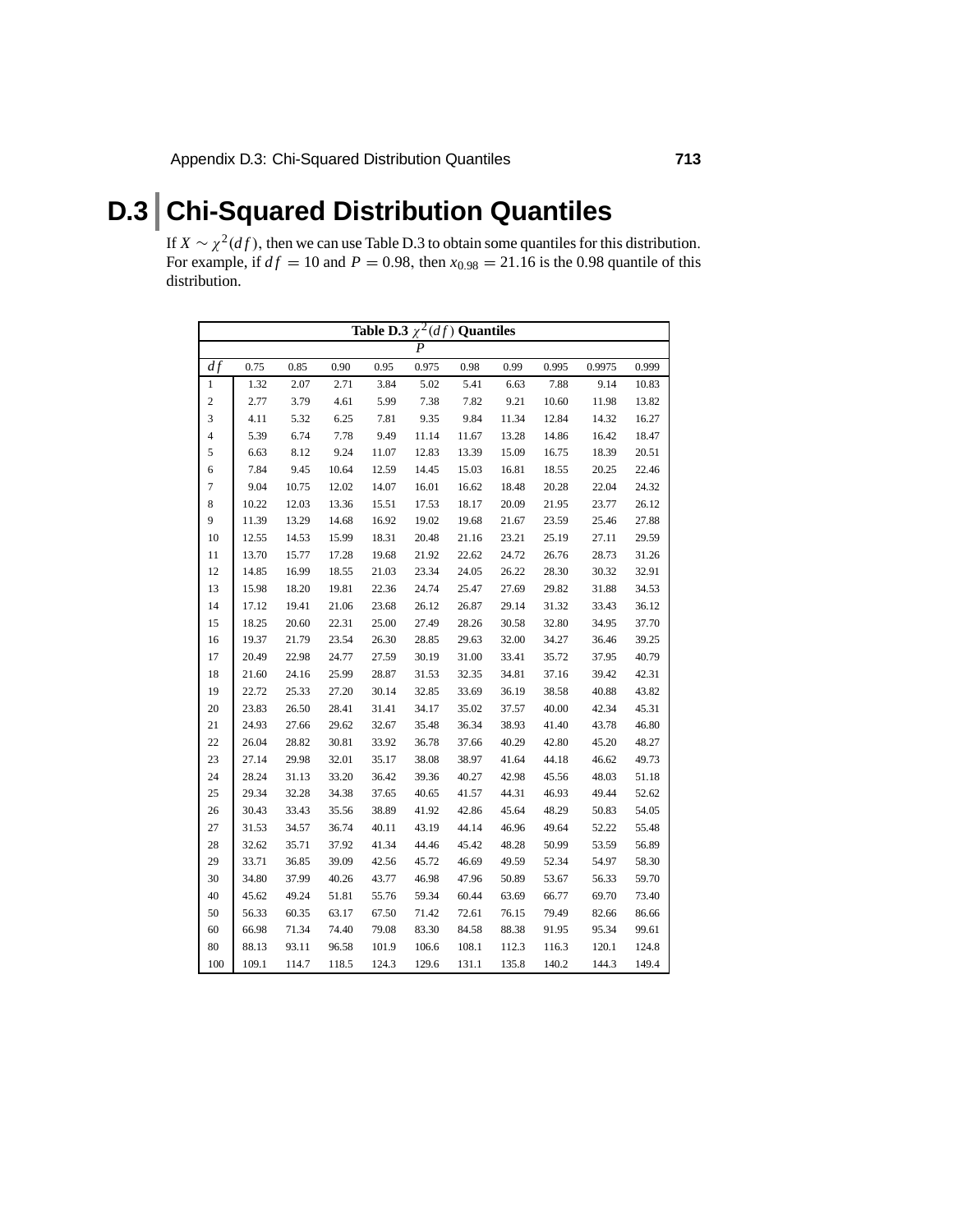# D.3 Chi-Squared Distribution Quantiles

If $X \sim \chi^2(df)$, then we can use Table D.3 to obtain some quantiles for this distribution. For example, if $df = 10$ and $P = 0.98$, then $x_{0.98} = 21.16$ is the 0.98 quantile of this distribution.

**Table D.3** $\chi^2(df)$ **Quantiles**

| | $P$ | | | | | | | | | |
|---|---|---|---|---|---|---|---|---|---|---|
| $df$ | 0.75 | 0.85 | 0.90 | 0.95 | 0.975 | 0.98 | 0.99 | 0.995 | 0.9975 | 0.999 |
| 1 | 1.32 | 2.07 | 2.71 | 3.84 | 5.02 | 5.41 | 6.63 | 7.88 | 9.14 | 10.83 |
| 2 | 2.77 | 3.79 | 4.61 | 5.99 | 7.38 | 7.82 | 9.21 | 10.60 | 11.98 | 13.82 |
| 3 | 4.11 | 5.32 | 6.25 | 7.81 | 9.35 | 9.84 | 11.34 | 12.84 | 14.32 | 16.27 |
| 4 | 5.39 | 6.74 | 7.78 | 9.49 | 11.14 | 11.67 | 13.28 | 14.86 | 16.42 | 18.47 |
| 5 | 6.63 | 8.12 | 9.24 | 11.07 | 12.83 | 13.39 | 15.09 | 16.75 | 18.39 | 20.51 |
| 6 | 7.84 | 9.45 | 10.64 | 12.59 | 14.45 | 15.03 | 16.81 | 18.55 | 20.25 | 22.46 |
| 7 | 9.04 | 10.75 | 12.02 | 14.07 | 16.01 | 16.62 | 18.48 | 20.28 | 22.04 | 24.32 |
| 8 | 10.22 | 12.03 | 13.36 | 15.51 | 17.53 | 18.17 | 20.09 | 21.95 | 23.77 | 26.12 |
| 9 | 11.39 | 13.29 | 14.68 | 16.92 | 19.02 | 19.68 | 21.67 | 23.59 | 25.46 | 27.88 |
| 10 | 12.55 | 14.53 | 15.99 | 18.31 | 20.48 | 21.16 | 23.21 | 25.19 | 27.11 | 29.59 |
| 11 | 13.70 | 15.77 | 17.28 | 19.68 | 21.92 | 22.62 | 24.72 | 26.76 | 28.73 | 31.26 |
| 12 | 14.85 | 16.99 | 18.55 | 21.03 | 23.34 | 24.05 | 26.22 | 28.30 | 30.32 | 32.91 |
| 13 | 15.98 | 18.20 | 19.81 | 22.36 | 24.74 | 25.47 | 27.69 | 29.82 | 31.88 | 34.53 |
| 14 | 17.12 | 19.41 | 21.06 | 23.68 | 26.12 | 26.87 | 29.14 | 31.32 | 33.43 | 36.12 |
| 15 | 18.25 | 20.60 | 22.31 | 25.00 | 27.49 | 28.26 | 30.58 | 32.80 | 34.95 | 37.70 |
| 16 | 19.37 | 21.79 | 23.54 | 26.30 | 28.85 | 29.63 | 32.00 | 34.27 | 36.46 | 39.25 |
| 17 | 20.49 | 22.98 | 24.77 | 27.59 | 30.19 | 31.00 | 33.41 | 35.72 | 37.95 | 40.79 |
| 18 | 21.60 | 24.16 | 25.99 | 28.87 | 31.53 | 32.35 | 34.81 | 37.16 | 39.42 | 42.31 |
| 19 | 22.72 | 25.33 | 27.20 | 30.14 | 32.85 | 33.69 | 36.19 | 38.58 | 40.88 | 43.82 |
| 20 | 23.83 | 26.50 | 28.41 | 31.41 | 34.17 | 35.02 | 37.57 | 40.00 | 42.34 | 45.31 |
| 21 | 24.93 | 27.66 | 29.62 | 32.67 | 35.48 | 36.34 | 38.93 | 41.40 | 43.78 | 46.80 |
| 22 | 26.04 | 28.82 | 30.81 | 33.92 | 36.78 | 37.66 | 40.29 | 42.80 | 45.20 | 48.27 |
| 23 | 27.14 | 29.98 | 32.01 | 35.17 | 38.08 | 38.97 | 41.64 | 44.18 | 46.62 | 49.73 |
| 24 | 28.24 | 31.13 | 33.20 | 36.42 | 39.36 | 40.27 | 42.98 | 45.56 | 48.03 | 51.18 |
| 25 | 29.34 | 32.28 | 34.38 | 37.65 | 40.65 | 41.57 | 44.31 | 46.93 | 49.44 | 52.62 |
| 26 | 30.43 | 33.43 | 35.56 | 38.89 | 41.92 | 42.86 | 45.64 | 48.29 | 50.83 | 54.05 |
| 27 | 31.53 | 34.57 | 36.74 | 40.11 | 43.19 | 44.14 | 46.96 | 49.64 | 52.22 | 55.48 |
| 28 | 32.62 | 35.71 | 37.92 | 41.34 | 44.46 | 45.42 | 48.28 | 50.99 | 53.59 | 56.89 |
| 29 | 33.71 | 36.85 | 39.09 | 42.56 | 45.72 | 46.69 | 49.59 | 52.34 | 54.97 | 58.30 |
| 30 | 34.80 | 37.99 | 40.26 | 43.77 | 46.98 | 47.96 | 50.89 | 53.67 | 56.33 | 59.70 |
| 40 | 45.62 | 49.24 | 51.81 | 55.76 | 59.34 | 60.44 | 63.69 | 66.77 | 69.70 | 73.40 |
| 50 | 56.33 | 60.35 | 63.17 | 67.50 | 71.42 | 72.61 | 76.15 | 79.49 | 82.66 | 86.66 |
| 60 | 66.98 | 71.34 | 74.40 | 79.08 | 83.30 | 84.58 | 88.38 | 91.95 | 95.34 | 99.61 |
| 80 | 88.13 | 93.11 | 96.58 | 101.9 | 106.6 | 108.1 | 112.3 | 116.3 | 120.1 | 124.8 |
| 100 | 109.1 | 114.7 | 118.5 | 124.3 | 129.6 | 131.1 | 135.8 | 140.2 | 144.3 | 149.4 |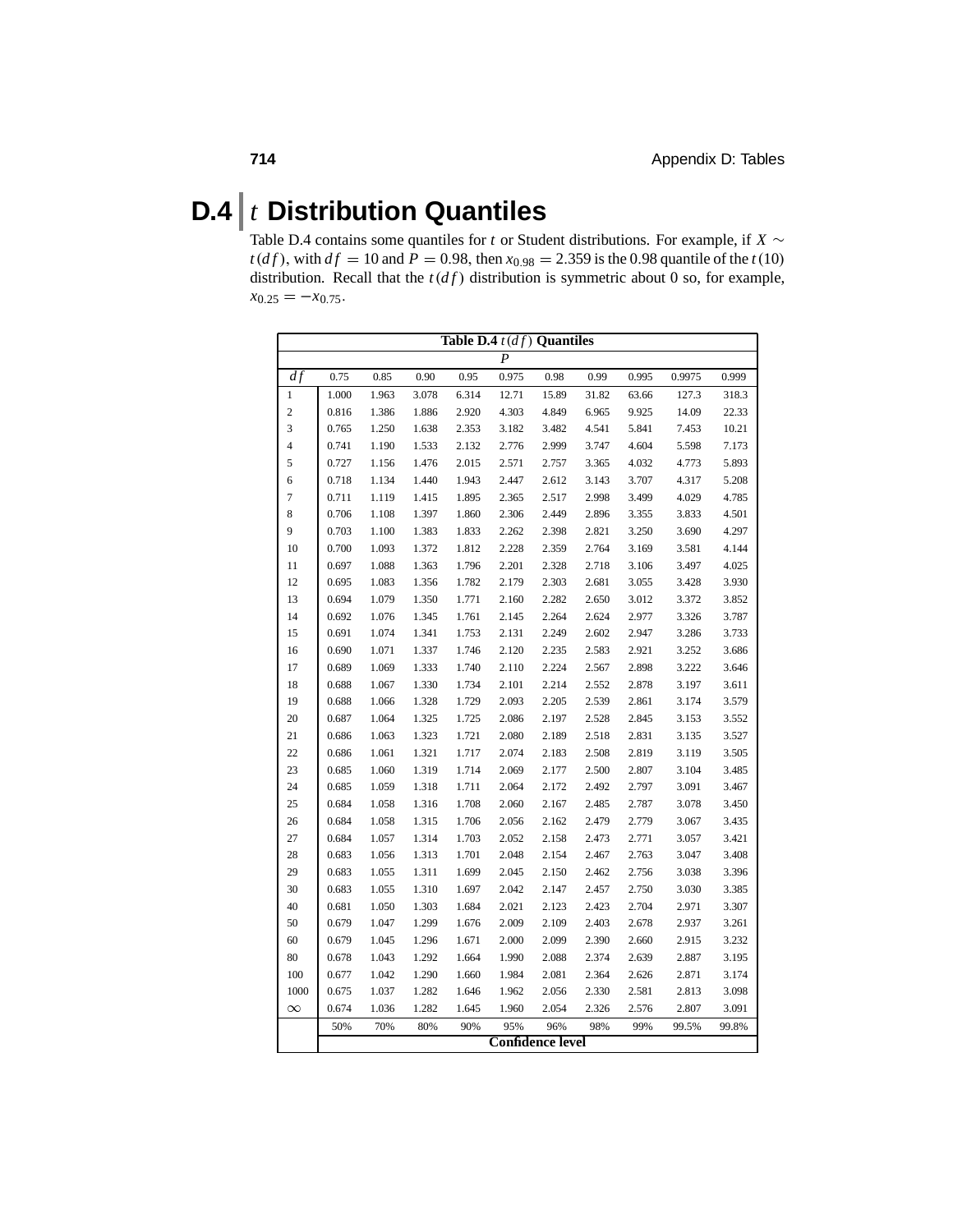## D.4 $t$ Distribution Quantiles

Table D.4 contains some quantiles for $t$ or Student distributions. For example, if $X \sim t(df)$, with $df = 10$ and $P = 0.98$, then $x_{0.98} = 2.359$ is the 0.98 quantile of the $t(10)$ distribution. Recall that the $t(df)$ distribution is symmetric about 0 so, for example, $x_{0.25} = -x_{0.75}$.

**Table D.4** $t(df)$ **Quantiles**

| | $P$ | | | | | | | | | |
|---|---|---|---|---|---|---|---|---|---|---|
| $df$ | 0.75 | 0.85 | 0.90 | 0.95 | 0.975 | 0.98 | 0.99 | 0.995 | 0.9975 | 0.999 |
| 1 | 1.000 | 1.963 | 3.078 | 6.314 | 12.71 | 15.89 | 31.82 | 63.66 | 127.3 | 318.3 |
| 2 | 0.816 | 1.386 | 1.886 | 2.920 | 4.303 | 4.849 | 6.965 | 9.925 | 14.09 | 22.33 |
| 3 | 0.765 | 1.250 | 1.638 | 2.353 | 3.182 | 3.482 | 4.541 | 5.841 | 7.453 | 10.21 |
| 4 | 0.741 | 1.190 | 1.533 | 2.132 | 2.776 | 2.999 | 3.747 | 4.604 | 5.598 | 7.173 |
| 5 | 0.727 | 1.156 | 1.476 | 2.015 | 2.571 | 2.757 | 3.365 | 4.032 | 4.773 | 5.893 |
| 6 | 0.718 | 1.134 | 1.440 | 1.943 | 2.447 | 2.612 | 3.143 | 3.707 | 4.317 | 5.208 |
| 7 | 0.711 | 1.119 | 1.415 | 1.895 | 2.365 | 2.517 | 2.998 | 3.499 | 4.029 | 4.785 |
| 8 | 0.706 | 1.108 | 1.397 | 1.860 | 2.306 | 2.449 | 2.896 | 3.355 | 3.833 | 4.501 |
| 9 | 0.703 | 1.100 | 1.383 | 1.833 | 2.262 | 2.398 | 2.821 | 3.250 | 3.690 | 4.297 |
| 10 | 0.700 | 1.093 | 1.372 | 1.812 | 2.228 | 2.359 | 2.764 | 3.169 | 3.581 | 4.144 |
| 11 | 0.697 | 1.088 | 1.363 | 1.796 | 2.201 | 2.328 | 2.718 | 3.106 | 3.497 | 4.025 |
| 12 | 0.695 | 1.083 | 1.356 | 1.782 | 2.179 | 2.303 | 2.681 | 3.055 | 3.428 | 3.930 |
| 13 | 0.694 | 1.079 | 1.350 | 1.771 | 2.160 | 2.282 | 2.650 | 3.012 | 3.372 | 3.852 |
| 14 | 0.692 | 1.076 | 1.345 | 1.761 | 2.145 | 2.264 | 2.624 | 2.977 | 3.326 | 3.787 |
| 15 | 0.691 | 1.074 | 1.341 | 1.753 | 2.131 | 2.249 | 2.602 | 2.947 | 3.286 | 3.733 |
| 16 | 0.690 | 1.071 | 1.337 | 1.746 | 2.120 | 2.235 | 2.583 | 2.921 | 3.252 | 3.686 |
| 17 | 0.689 | 1.069 | 1.333 | 1.740 | 2.110 | 2.224 | 2.567 | 2.898 | 3.222 | 3.646 |
| 18 | 0.688 | 1.067 | 1.330 | 1.734 | 2.101 | 2.214 | 2.552 | 2.878 | 3.197 | 3.611 |
| 19 | 0.688 | 1.066 | 1.328 | 1.729 | 2.093 | 2.205 | 2.539 | 2.861 | 3.174 | 3.579 |
| 20 | 0.687 | 1.064 | 1.325 | 1.725 | 2.086 | 2.197 | 2.528 | 2.845 | 3.153 | 3.552 |
| 21 | 0.686 | 1.063 | 1.323 | 1.721 | 2.080 | 2.189 | 2.518 | 2.831 | 3.135 | 3.527 |
| 22 | 0.686 | 1.061 | 1.321 | 1.717 | 2.074 | 2.183 | 2.508 | 2.819 | 3.119 | 3.505 |
| 23 | 0.685 | 1.060 | 1.319 | 1.714 | 2.069 | 2.177 | 2.500 | 2.807 | 3.104 | 3.485 |
| 24 | 0.685 | 1.059 | 1.318 | 1.711 | 2.064 | 2.172 | 2.492 | 2.797 | 3.091 | 3.467 |
| 25 | 0.684 | 1.058 | 1.316 | 1.708 | 2.060 | 2.167 | 2.485 | 2.787 | 3.078 | 3.450 |
| 26 | 0.684 | 1.058 | 1.315 | 1.706 | 2.056 | 2.162 | 2.479 | 2.779 | 3.067 | 3.435 |
| 27 | 0.684 | 1.057 | 1.314 | 1.703 | 2.052 | 2.158 | 2.473 | 2.771 | 3.057 | 3.421 |
| 28 | 0.683 | 1.056 | 1.313 | 1.701 | 2.048 | 2.154 | 2.467 | 2.763 | 3.047 | 3.408 |
| 29 | 0.683 | 1.055 | 1.311 | 1.699 | 2.045 | 2.150 | 2.462 | 2.756 | 3.038 | 3.396 |
| 30 | 0.683 | 1.055 | 1.310 | 1.697 | 2.042 | 2.147 | 2.457 | 2.750 | 3.030 | 3.385 |
| 40 | 0.681 | 1.050 | 1.303 | 1.684 | 2.021 | 2.123 | 2.423 | 2.704 | 2.971 | 3.307 |
| 50 | 0.679 | 1.047 | 1.299 | 1.676 | 2.009 | 2.109 | 2.403 | 2.678 | 2.937 | 3.261 |
| 60 | 0.679 | 1.045 | 1.296 | 1.671 | 2.000 | 2.099 | 2.390 | 2.660 | 2.915 | 3.232 |
| 80 | 0.678 | 1.043 | 1.292 | 1.664 | 1.990 | 2.088 | 2.374 | 2.639 | 2.887 | 3.195 |
| 100 | 0.677 | 1.042 | 1.290 | 1.660 | 1.984 | 2.081 | 2.364 | 2.626 | 2.871 | 3.174 |
| 1000 | 0.675 | 1.037 | 1.282 | 1.646 | 1.962 | 2.056 | 2.330 | 2.581 | 2.813 | 3.098 |
| $\infty$ | 0.674 | 1.036 | 1.282 | 1.645 | 1.960 | 2.054 | 2.326 | 2.576 | 2.807 | 3.091 |
| | 50% | 70% | 80% | 90% | 95% | 96% | 98% | 99% | 99.5% | 99.8% |
| | **Confidence level** | | | | | | | | | |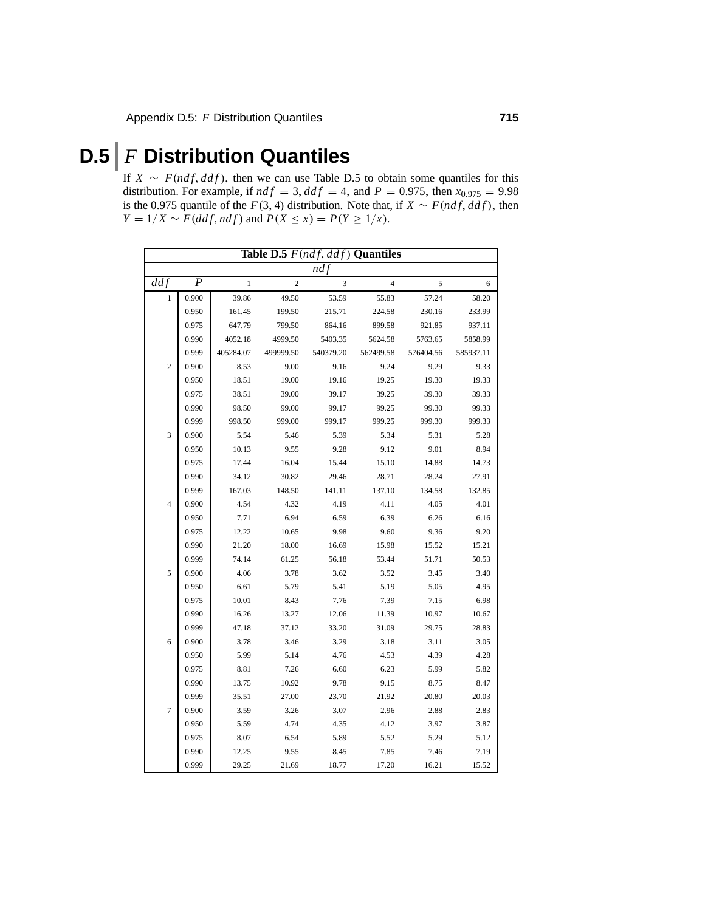# D.5 $F$ Distribution Quantiles

If $X \sim F(ndf, ddf)$, then we can use Table D.5 to obtain some quantiles for this distribution. For example, if $ndf = 3$, $ddf = 4$, and $P = 0.975$, then $x_{0.975} = 9.98$ is the 0.975 quantile of the $F(3, 4)$ distribution. Note that, if $X \sim F(ndf, ddf)$, then $Y = 1/X \sim F(ddf, ndf)$ and $P(X \leq x) = P(Y \geq 1/x)$.

**Table D.5** $F(ndf, ddf)$ **Quantiles**

| | | $ndf$ | | | | | |
|---|---|---|---|---|---|---|---|
| $ddf$ | $P$ | 1 | 2 | 3 | 4 | 5 | 6 |
| 1 | 0.900 | 39.86 | 49.50 | 53.59 | 55.83 | 57.24 | 58.20 |
| | 0.950 | 161.45 | 199.50 | 215.71 | 224.58 | 230.16 | 233.99 |
| | 0.975 | 647.79 | 799.50 | 864.16 | 899.58 | 921.85 | 937.11 |
| | 0.990 | 4052.18 | 4999.50 | 5403.35 | 5624.58 | 5763.65 | 5858.99 |
| | 0.999 | 405284.07 | 499999.50 | 540379.20 | 562499.58 | 576404.56 | 585937.11 |
| 2 | 0.900 | 8.53 | 9.00 | 9.16 | 9.24 | 9.29 | 9.33 |
| | 0.950 | 18.51 | 19.00 | 19.16 | 19.25 | 19.30 | 19.33 |
| | 0.975 | 38.51 | 39.00 | 39.17 | 39.25 | 39.30 | 39.33 |
| | 0.990 | 98.50 | 99.00 | 99.17 | 99.25 | 99.30 | 99.33 |
| | 0.999 | 998.50 | 999.00 | 999.17 | 999.25 | 999.30 | 999.33 |
| 3 | 0.900 | 5.54 | 5.46 | 5.39 | 5.34 | 5.31 | 5.28 |
| | 0.950 | 10.13 | 9.55 | 9.28 | 9.12 | 9.01 | 8.94 |
| | 0.975 | 17.44 | 16.04 | 15.44 | 15.10 | 14.88 | 14.73 |
| | 0.990 | 34.12 | 30.82 | 29.46 | 28.71 | 28.24 | 27.91 |
| | 0.999 | 167.03 | 148.50 | 141.11 | 137.10 | 134.58 | 132.85 |
| 4 | 0.900 | 4.54 | 4.32 | 4.19 | 4.11 | 4.05 | 4.01 |
| | 0.950 | 7.71 | 6.94 | 6.59 | 6.39 | 6.26 | 6.16 |
| | 0.975 | 12.22 | 10.65 | 9.98 | 9.60 | 9.36 | 9.20 |
| | 0.990 | 21.20 | 18.00 | 16.69 | 15.98 | 15.52 | 15.21 |
| | 0.999 | 74.14 | 61.25 | 56.18 | 53.44 | 51.71 | 50.53 |
| 5 | 0.900 | 4.06 | 3.78 | 3.62 | 3.52 | 3.45 | 3.40 |
| | 0.950 | 6.61 | 5.79 | 5.41 | 5.19 | 5.05 | 4.95 |
| | 0.975 | 10.01 | 8.43 | 7.76 | 7.39 | 7.15 | 6.98 |
| | 0.990 | 16.26 | 13.27 | 12.06 | 11.39 | 10.97 | 10.67 |
| | 0.999 | 47.18 | 37.12 | 33.20 | 31.09 | 29.75 | 28.83 |
| 6 | 0.900 | 3.78 | 3.46 | 3.29 | 3.18 | 3.11 | 3.05 |
| | 0.950 | 5.99 | 5.14 | 4.76 | 4.53 | 4.39 | 4.28 |
| | 0.975 | 8.81 | 7.26 | 6.60 | 6.23 | 5.99 | 5.82 |
| | 0.990 | 13.75 | 10.92 | 9.78 | 9.15 | 8.75 | 8.47 |
| | 0.999 | 35.51 | 27.00 | 23.70 | 21.92 | 20.80 | 20.03 |
| 7 | 0.900 | 3.59 | 3.26 | 3.07 | 2.96 | 2.88 | 2.83 |
| | 0.950 | 5.59 | 4.74 | 4.35 | 4.12 | 3.97 | 3.87 |
| | 0.975 | 8.07 | 6.54 | 5.89 | 5.52 | 5.29 | 5.12 |
| | 0.990 | 12.25 | 9.55 | 8.45 | 7.85 | 7.46 | 7.19 |
| | 0.999 | 29.25 | 21.69 | 18.77 | 17.20 | 16.21 | 15.52 |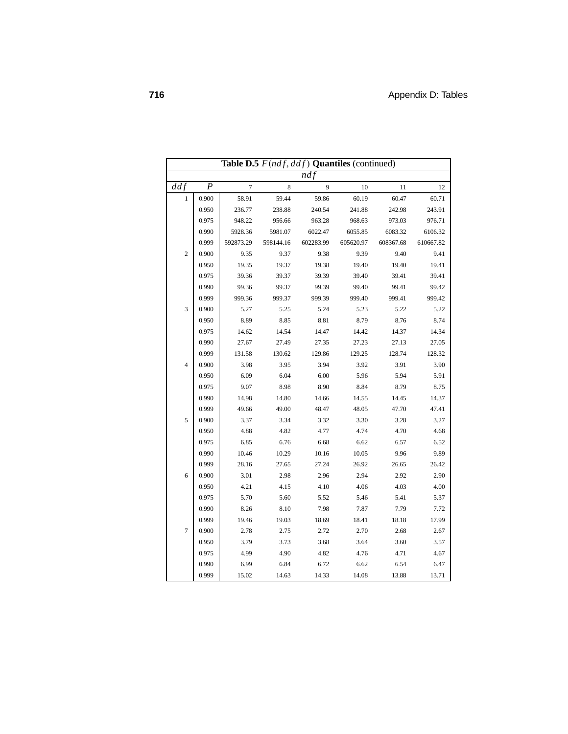**Table D.5** $F(ndf, ddf)$ **Quantiles** (continued)

| $ddf$ | $P$ | $ndf$ = 7 | 8 | 9 | 10 | 11 | 12 |
|---|---|---|---|---|---|---|---|
| 1 | 0.900 | 58.91 | 59.44 | 59.86 | 60.19 | 60.47 | 60.71 |
| | 0.950 | 236.77 | 238.88 | 240.54 | 241.88 | 242.98 | 243.91 |
| | 0.975 | 948.22 | 956.66 | 963.28 | 968.63 | 973.03 | 976.71 |
| | 0.990 | 5928.36 | 5981.07 | 6022.47 | 6055.85 | 6083.32 | 6106.32 |
| | 0.999 | 592873.29 | 598144.16 | 602283.99 | 605620.97 | 608367.68 | 610667.82 |
| 2 | 0.900 | 9.35 | 9.37 | 9.38 | 9.39 | 9.40 | 9.41 |
| | 0.950 | 19.35 | 19.37 | 19.38 | 19.40 | 19.40 | 19.41 |
| | 0.975 | 39.36 | 39.37 | 39.39 | 39.40 | 39.41 | 39.41 |
| | 0.990 | 99.36 | 99.37 | 99.39 | 99.40 | 99.41 | 99.42 |
| | 0.999 | 999.36 | 999.37 | 999.39 | 999.40 | 999.41 | 999.42 |
| 3 | 0.900 | 5.27 | 5.25 | 5.24 | 5.23 | 5.22 | 5.22 |
| | 0.950 | 8.89 | 8.85 | 8.81 | 8.79 | 8.76 | 8.74 |
| | 0.975 | 14.62 | 14.54 | 14.47 | 14.42 | 14.37 | 14.34 |
| | 0.990 | 27.67 | 27.49 | 27.35 | 27.23 | 27.13 | 27.05 |
| | 0.999 | 131.58 | 130.62 | 129.86 | 129.25 | 128.74 | 128.32 |
| 4 | 0.900 | 3.98 | 3.95 | 3.94 | 3.92 | 3.91 | 3.90 |
| | 0.950 | 6.09 | 6.04 | 6.00 | 5.96 | 5.94 | 5.91 |
| | 0.975 | 9.07 | 8.98 | 8.90 | 8.84 | 8.79 | 8.75 |
| | 0.990 | 14.98 | 14.80 | 14.66 | 14.55 | 14.45 | 14.37 |
| | 0.999 | 49.66 | 49.00 | 48.47 | 48.05 | 47.70 | 47.41 |
| 5 | 0.900 | 3.37 | 3.34 | 3.32 | 3.30 | 3.28 | 3.27 |
| | 0.950 | 4.88 | 4.82 | 4.77 | 4.74 | 4.70 | 4.68 |
| | 0.975 | 6.85 | 6.76 | 6.68 | 6.62 | 6.57 | 6.52 |
| | 0.990 | 10.46 | 10.29 | 10.16 | 10.05 | 9.96 | 9.89 |
| | 0.999 | 28.16 | 27.65 | 27.24 | 26.92 | 26.65 | 26.42 |
| 6 | 0.900 | 3.01 | 2.98 | 2.96 | 2.94 | 2.92 | 2.90 |
| | 0.950 | 4.21 | 4.15 | 4.10 | 4.06 | 4.03 | 4.00 |
| | 0.975 | 5.70 | 5.60 | 5.52 | 5.46 | 5.41 | 5.37 |
| | 0.990 | 8.26 | 8.10 | 7.98 | 7.87 | 7.79 | 7.72 |
| | 0.999 | 19.46 | 19.03 | 18.69 | 18.41 | 18.18 | 17.99 |
| 7 | 0.900 | 2.78 | 2.75 | 2.72 | 2.70 | 2.68 | 2.67 |
| | 0.950 | 3.79 | 3.73 | 3.68 | 3.64 | 3.60 | 3.57 |
| | 0.975 | 4.99 | 4.90 | 4.82 | 4.76 | 4.71 | 4.67 |
| | 0.990 | 6.99 | 6.84 | 6.72 | 6.62 | 6.54 | 6.47 |
| | 0.999 | 15.02 | 14.63 | 14.33 | 14.08 | 13.88 | 13.71 |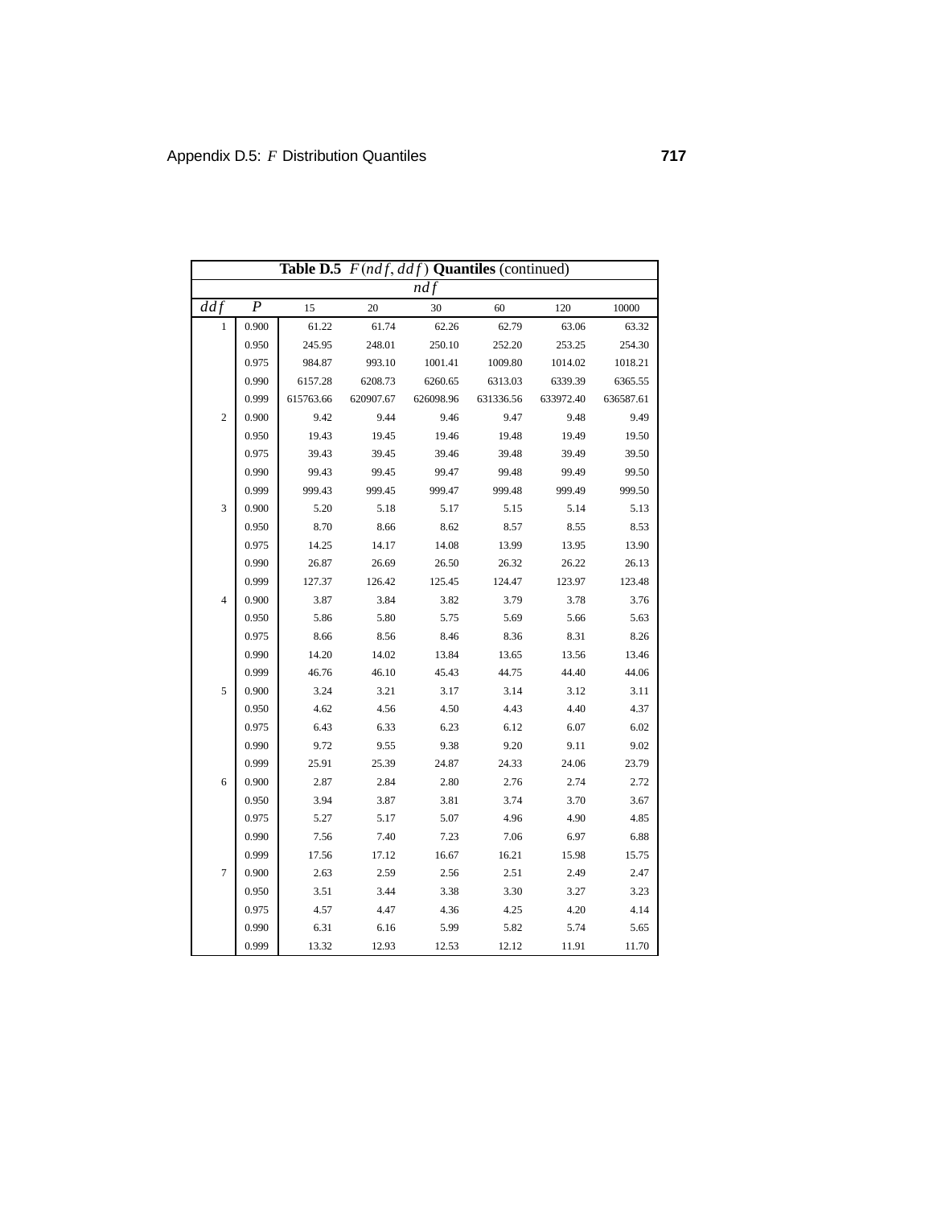**Table D.5** $F(ndf, ddf)$ **Quantiles** (continued)

| | | $ndf$ | | | | | |
|---|---|---|---|---|---|---|---|
| $ddf$ | $P$ | 15 | 20 | 30 | 60 | 120 | 10000 |
| 1 | 0.900 | 61.22 | 61.74 | 62.26 | 62.79 | 63.06 | 63.32 |
| | 0.950 | 245.95 | 248.01 | 250.10 | 252.20 | 253.25 | 254.30 |
| | 0.975 | 984.87 | 993.10 | 1001.41 | 1009.80 | 1014.02 | 1018.21 |
| | 0.990 | 6157.28 | 6208.73 | 6260.65 | 6313.03 | 6339.39 | 6365.55 |
| | 0.999 | 615763.66 | 620907.67 | 626098.96 | 631336.56 | 633972.40 | 636587.61 |
| 2 | 0.900 | 9.42 | 9.44 | 9.46 | 9.47 | 9.48 | 9.49 |
| | 0.950 | 19.43 | 19.45 | 19.46 | 19.48 | 19.49 | 19.50 |
| | 0.975 | 39.43 | 39.45 | 39.46 | 39.48 | 39.49 | 39.50 |
| | 0.990 | 99.43 | 99.45 | 99.47 | 99.48 | 99.49 | 99.50 |
| | 0.999 | 999.43 | 999.45 | 999.47 | 999.48 | 999.49 | 999.50 |
| 3 | 0.900 | 5.20 | 5.18 | 5.17 | 5.15 | 5.14 | 5.13 |
| | 0.950 | 8.70 | 8.66 | 8.62 | 8.57 | 8.55 | 8.53 |
| | 0.975 | 14.25 | 14.17 | 14.08 | 13.99 | 13.95 | 13.90 |
| | 0.990 | 26.87 | 26.69 | 26.50 | 26.32 | 26.22 | 26.13 |
| | 0.999 | 127.37 | 126.42 | 125.45 | 124.47 | 123.97 | 123.48 |
| 4 | 0.900 | 3.87 | 3.84 | 3.82 | 3.79 | 3.78 | 3.76 |
| | 0.950 | 5.86 | 5.80 | 5.75 | 5.69 | 5.66 | 5.63 |
| | 0.975 | 8.66 | 8.56 | 8.46 | 8.36 | 8.31 | 8.26 |
| | 0.990 | 14.20 | 14.02 | 13.84 | 13.65 | 13.56 | 13.46 |
| | 0.999 | 46.76 | 46.10 | 45.43 | 44.75 | 44.40 | 44.06 |
| 5 | 0.900 | 3.24 | 3.21 | 3.17 | 3.14 | 3.12 | 3.11 |
| | 0.950 | 4.62 | 4.56 | 4.50 | 4.43 | 4.40 | 4.37 |
| | 0.975 | 6.43 | 6.33 | 6.23 | 6.12 | 6.07 | 6.02 |
| | 0.990 | 9.72 | 9.55 | 9.38 | 9.20 | 9.11 | 9.02 |
| | 0.999 | 25.91 | 25.39 | 24.87 | 24.33 | 24.06 | 23.79 |
| 6 | 0.900 | 2.87 | 2.84 | 2.80 | 2.76 | 2.74 | 2.72 |
| | 0.950 | 3.94 | 3.87 | 3.81 | 3.74 | 3.70 | 3.67 |
| | 0.975 | 5.27 | 5.17 | 5.07 | 4.96 | 4.90 | 4.85 |
| | 0.990 | 7.56 | 7.40 | 7.23 | 7.06 | 6.97 | 6.88 |
| | 0.999 | 17.56 | 17.12 | 16.67 | 16.21 | 15.98 | 15.75 |
| 7 | 0.900 | 2.63 | 2.59 | 2.56 | 2.51 | 2.49 | 2.47 |
| | 0.950 | 3.51 | 3.44 | 3.38 | 3.30 | 3.27 | 3.23 |
| | 0.975 | 4.57 | 4.47 | 4.36 | 4.25 | 4.20 | 4.14 |
| | 0.990 | 6.31 | 6.16 | 5.99 | 5.82 | 5.74 | 5.65 |
| | 0.999 | 13.32 | 12.93 | 12.53 | 12.12 | 11.91 | 11.70 |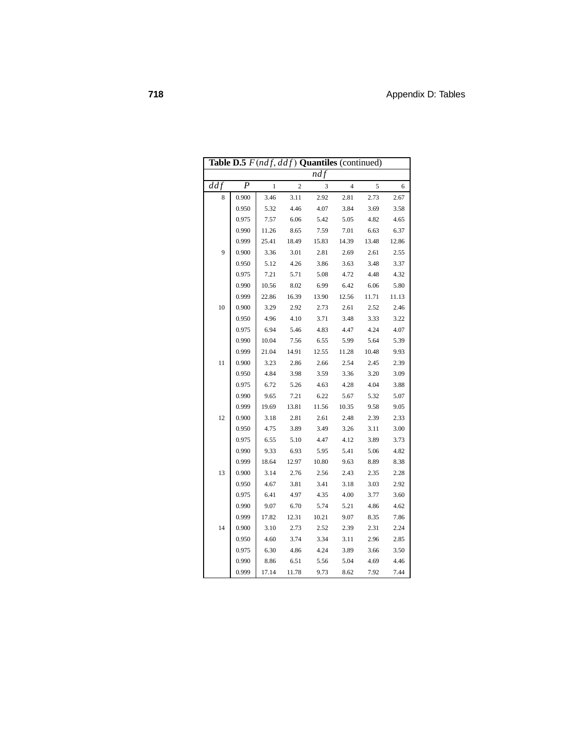**Table D.5** $F(ndf, ddf)$ **Quantiles** (continued)

| $ddf$ | $P$ | $ndf$ = 1 | 2 | 3 | 4 | 5 | 6 |
|---|---|---|---|---|---|---|---|
| 8 | 0.900 | 3.46 | 3.11 | 2.92 | 2.81 | 2.73 | 2.67 |
| | 0.950 | 5.32 | 4.46 | 4.07 | 3.84 | 3.69 | 3.58 |
| | 0.975 | 7.57 | 6.06 | 5.42 | 5.05 | 4.82 | 4.65 |
| | 0.990 | 11.26 | 8.65 | 7.59 | 7.01 | 6.63 | 6.37 |
| | 0.999 | 25.41 | 18.49 | 15.83 | 14.39 | 13.48 | 12.86 |
| 9 | 0.900 | 3.36 | 3.01 | 2.81 | 2.69 | 2.61 | 2.55 |
| | 0.950 | 5.12 | 4.26 | 3.86 | 3.63 | 3.48 | 3.37 |
| | 0.975 | 7.21 | 5.71 | 5.08 | 4.72 | 4.48 | 4.32 |
| | 0.990 | 10.56 | 8.02 | 6.99 | 6.42 | 6.06 | 5.80 |
| | 0.999 | 22.86 | 16.39 | 13.90 | 12.56 | 11.71 | 11.13 |
| 10 | 0.900 | 3.29 | 2.92 | 2.73 | 2.61 | 2.52 | 2.46 |
| | 0.950 | 4.96 | 4.10 | 3.71 | 3.48 | 3.33 | 3.22 |
| | 0.975 | 6.94 | 5.46 | 4.83 | 4.47 | 4.24 | 4.07 |
| | 0.990 | 10.04 | 7.56 | 6.55 | 5.99 | 5.64 | 5.39 |
| | 0.999 | 21.04 | 14.91 | 12.55 | 11.28 | 10.48 | 9.93 |
| 11 | 0.900 | 3.23 | 2.86 | 2.66 | 2.54 | 2.45 | 2.39 |
| | 0.950 | 4.84 | 3.98 | 3.59 | 3.36 | 3.20 | 3.09 |
| | 0.975 | 6.72 | 5.26 | 4.63 | 4.28 | 4.04 | 3.88 |
| | 0.990 | 9.65 | 7.21 | 6.22 | 5.67 | 5.32 | 5.07 |
| | 0.999 | 19.69 | 13.81 | 11.56 | 10.35 | 9.58 | 9.05 |
| 12 | 0.900 | 3.18 | 2.81 | 2.61 | 2.48 | 2.39 | 2.33 |
| | 0.950 | 4.75 | 3.89 | 3.49 | 3.26 | 3.11 | 3.00 |
| | 0.975 | 6.55 | 5.10 | 4.47 | 4.12 | 3.89 | 3.73 |
| | 0.990 | 9.33 | 6.93 | 5.95 | 5.41 | 5.06 | 4.82 |
| | 0.999 | 18.64 | 12.97 | 10.80 | 9.63 | 8.89 | 8.38 |
| 13 | 0.900 | 3.14 | 2.76 | 2.56 | 2.43 | 2.35 | 2.28 |
| | 0.950 | 4.67 | 3.81 | 3.41 | 3.18 | 3.03 | 2.92 |
| | 0.975 | 6.41 | 4.97 | 4.35 | 4.00 | 3.77 | 3.60 |
| | 0.990 | 9.07 | 6.70 | 5.74 | 5.21 | 4.86 | 4.62 |
| | 0.999 | 17.82 | 12.31 | 10.21 | 9.07 | 8.35 | 7.86 |
| 14 | 0.900 | 3.10 | 2.73 | 2.52 | 2.39 | 2.31 | 2.24 |
| | 0.950 | 4.60 | 3.74 | 3.34 | 3.11 | 2.96 | 2.85 |
| | 0.975 | 6.30 | 4.86 | 4.24 | 3.89 | 3.66 | 3.50 |
| | 0.990 | 8.86 | 6.51 | 5.56 | 5.04 | 4.69 | 4.46 |
| | 0.999 | 17.14 | 11.78 | 9.73 | 8.62 | 7.92 | 7.44 |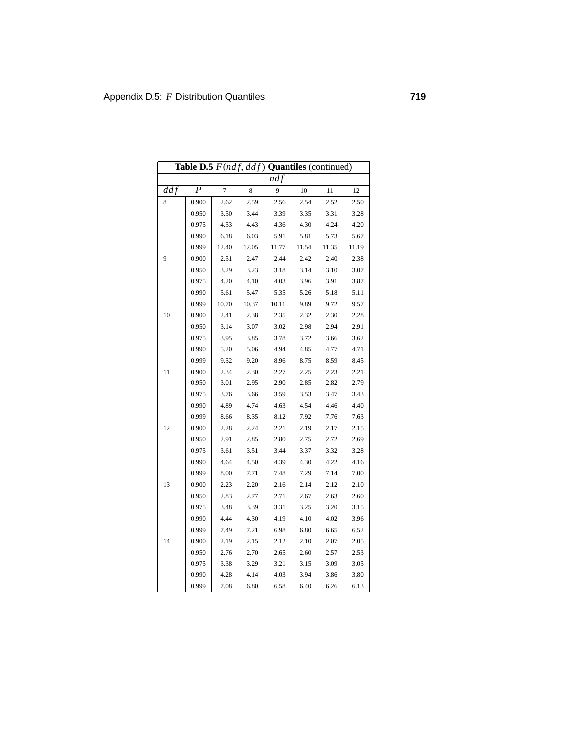| **Table D.5** $F(ndf, ddf)$ **Quantiles** (continued) | | | | | | | |
|---|---|---|---|---|---|---|---|
| | | $ndf$ | | | | | |
| $ddf$ | $P$ | 7 | 8 | 9 | 10 | 11 | 12 |
| 8 | 0.900 | 2.62 | 2.59 | 2.56 | 2.54 | 2.52 | 2.50 |
| | 0.950 | 3.50 | 3.44 | 3.39 | 3.35 | 3.31 | 3.28 |
| | 0.975 | 4.53 | 4.43 | 4.36 | 4.30 | 4.24 | 4.20 |
| | 0.990 | 6.18 | 6.03 | 5.91 | 5.81 | 5.73 | 5.67 |
| | 0.999 | 12.40 | 12.05 | 11.77 | 11.54 | 11.35 | 11.19 |
| 9 | 0.900 | 2.51 | 2.47 | 2.44 | 2.42 | 2.40 | 2.38 |
| | 0.950 | 3.29 | 3.23 | 3.18 | 3.14 | 3.10 | 3.07 |
| | 0.975 | 4.20 | 4.10 | 4.03 | 3.96 | 3.91 | 3.87 |
| | 0.990 | 5.61 | 5.47 | 5.35 | 5.26 | 5.18 | 5.11 |
| | 0.999 | 10.70 | 10.37 | 10.11 | 9.89 | 9.72 | 9.57 |
| 10 | 0.900 | 2.41 | 2.38 | 2.35 | 2.32 | 2.30 | 2.28 |
| | 0.950 | 3.14 | 3.07 | 3.02 | 2.98 | 2.94 | 2.91 |
| | 0.975 | 3.95 | 3.85 | 3.78 | 3.72 | 3.66 | 3.62 |
| | 0.990 | 5.20 | 5.06 | 4.94 | 4.85 | 4.77 | 4.71 |
| | 0.999 | 9.52 | 9.20 | 8.96 | 8.75 | 8.59 | 8.45 |
| 11 | 0.900 | 2.34 | 2.30 | 2.27 | 2.25 | 2.23 | 2.21 |
| | 0.950 | 3.01 | 2.95 | 2.90 | 2.85 | 2.82 | 2.79 |
| | 0.975 | 3.76 | 3.66 | 3.59 | 3.53 | 3.47 | 3.43 |
| | 0.990 | 4.89 | 4.74 | 4.63 | 4.54 | 4.46 | 4.40 |
| | 0.999 | 8.66 | 8.35 | 8.12 | 7.92 | 7.76 | 7.63 |
| 12 | 0.900 | 2.28 | 2.24 | 2.21 | 2.19 | 2.17 | 2.15 |
| | 0.950 | 2.91 | 2.85 | 2.80 | 2.75 | 2.72 | 2.69 |
| | 0.975 | 3.61 | 3.51 | 3.44 | 3.37 | 3.32 | 3.28 |
| | 0.990 | 4.64 | 4.50 | 4.39 | 4.30 | 4.22 | 4.16 |
| | 0.999 | 8.00 | 7.71 | 7.48 | 7.29 | 7.14 | 7.00 |
| 13 | 0.900 | 2.23 | 2.20 | 2.16 | 2.14 | 2.12 | 2.10 |
| | 0.950 | 2.83 | 2.77 | 2.71 | 2.67 | 2.63 | 2.60 |
| | 0.975 | 3.48 | 3.39 | 3.31 | 3.25 | 3.20 | 3.15 |
| | 0.990 | 4.44 | 4.30 | 4.19 | 4.10 | 4.02 | 3.96 |
| | 0.999 | 7.49 | 7.21 | 6.98 | 6.80 | 6.65 | 6.52 |
| 14 | 0.900 | 2.19 | 2.15 | 2.12 | 2.10 | 2.07 | 2.05 |
| | 0.950 | 2.76 | 2.70 | 2.65 | 2.60 | 2.57 | 2.53 |
| | 0.975 | 3.38 | 3.29 | 3.21 | 3.15 | 3.09 | 3.05 |
| | 0.990 | 4.28 | 4.14 | 4.03 | 3.94 | 3.86 | 3.80 |
| | 0.999 | 7.08 | 6.80 | 6.58 | 6.40 | 6.26 | 6.13 |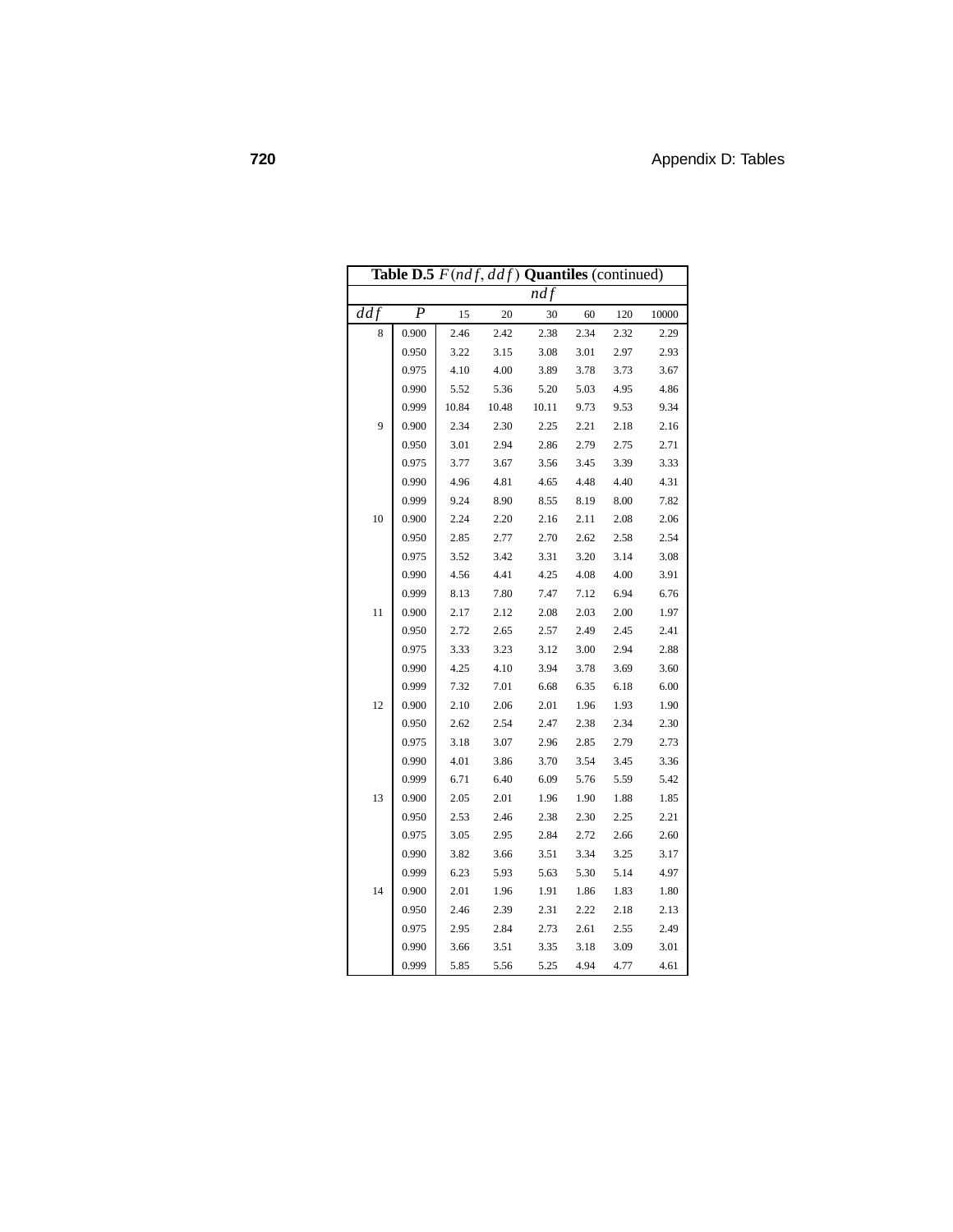| **Table D.5** $F(ndf, ddf)$ **Quantiles** (continued) | | | | | | | |
|---|---|---|---|---|---|---|---|
| | | $ndf$ | | | | | |
| $ddf$ | $P$ | 15 | 20 | 30 | 60 | 120 | 10000 |
| 8 | 0.900 | 2.46 | 2.42 | 2.38 | 2.34 | 2.32 | 2.29 |
| | 0.950 | 3.22 | 3.15 | 3.08 | 3.01 | 2.97 | 2.93 |
| | 0.975 | 4.10 | 4.00 | 3.89 | 3.78 | 3.73 | 3.67 |
| | 0.990 | 5.52 | 5.36 | 5.20 | 5.03 | 4.95 | 4.86 |
| | 0.999 | 10.84 | 10.48 | 10.11 | 9.73 | 9.53 | 9.34 |
| 9 | 0.900 | 2.34 | 2.30 | 2.25 | 2.21 | 2.18 | 2.16 |
| | 0.950 | 3.01 | 2.94 | 2.86 | 2.79 | 2.75 | 2.71 |
| | 0.975 | 3.77 | 3.67 | 3.56 | 3.45 | 3.39 | 3.33 |
| | 0.990 | 4.96 | 4.81 | 4.65 | 4.48 | 4.40 | 4.31 |
| | 0.999 | 9.24 | 8.90 | 8.55 | 8.19 | 8.00 | 7.82 |
| 10 | 0.900 | 2.24 | 2.20 | 2.16 | 2.11 | 2.08 | 2.06 |
| | 0.950 | 2.85 | 2.77 | 2.70 | 2.62 | 2.58 | 2.54 |
| | 0.975 | 3.52 | 3.42 | 3.31 | 3.20 | 3.14 | 3.08 |
| | 0.990 | 4.56 | 4.41 | 4.25 | 4.08 | 4.00 | 3.91 |
| | 0.999 | 8.13 | 7.80 | 7.47 | 7.12 | 6.94 | 6.76 |
| 11 | 0.900 | 2.17 | 2.12 | 2.08 | 2.03 | 2.00 | 1.97 |
| | 0.950 | 2.72 | 2.65 | 2.57 | 2.49 | 2.45 | 2.41 |
| | 0.975 | 3.33 | 3.23 | 3.12 | 3.00 | 2.94 | 2.88 |
| | 0.990 | 4.25 | 4.10 | 3.94 | 3.78 | 3.69 | 3.60 |
| | 0.999 | 7.32 | 7.01 | 6.68 | 6.35 | 6.18 | 6.00 |
| 12 | 0.900 | 2.10 | 2.06 | 2.01 | 1.96 | 1.93 | 1.90 |
| | 0.950 | 2.62 | 2.54 | 2.47 | 2.38 | 2.34 | 2.30 |
| | 0.975 | 3.18 | 3.07 | 2.96 | 2.85 | 2.79 | 2.73 |
| | 0.990 | 4.01 | 3.86 | 3.70 | 3.54 | 3.45 | 3.36 |
| | 0.999 | 6.71 | 6.40 | 6.09 | 5.76 | 5.59 | 5.42 |
| 13 | 0.900 | 2.05 | 2.01 | 1.96 | 1.90 | 1.88 | 1.85 |
| | 0.950 | 2.53 | 2.46 | 2.38 | 2.30 | 2.25 | 2.21 |
| | 0.975 | 3.05 | 2.95 | 2.84 | 2.72 | 2.66 | 2.60 |
| | 0.990 | 3.82 | 3.66 | 3.51 | 3.34 | 3.25 | 3.17 |
| | 0.999 | 6.23 | 5.93 | 5.63 | 5.30 | 5.14 | 4.97 |
| 14 | 0.900 | 2.01 | 1.96 | 1.91 | 1.86 | 1.83 | 1.80 |
| | 0.950 | 2.46 | 2.39 | 2.31 | 2.22 | 2.18 | 2.13 |
| | 0.975 | 2.95 | 2.84 | 2.73 | 2.61 | 2.55 | 2.49 |
| | 0.990 | 3.66 | 3.51 | 3.35 | 3.18 | 3.09 | 3.01 |
| | 0.999 | 5.85 | 5.56 | 5.25 | 4.94 | 4.77 | 4.61 |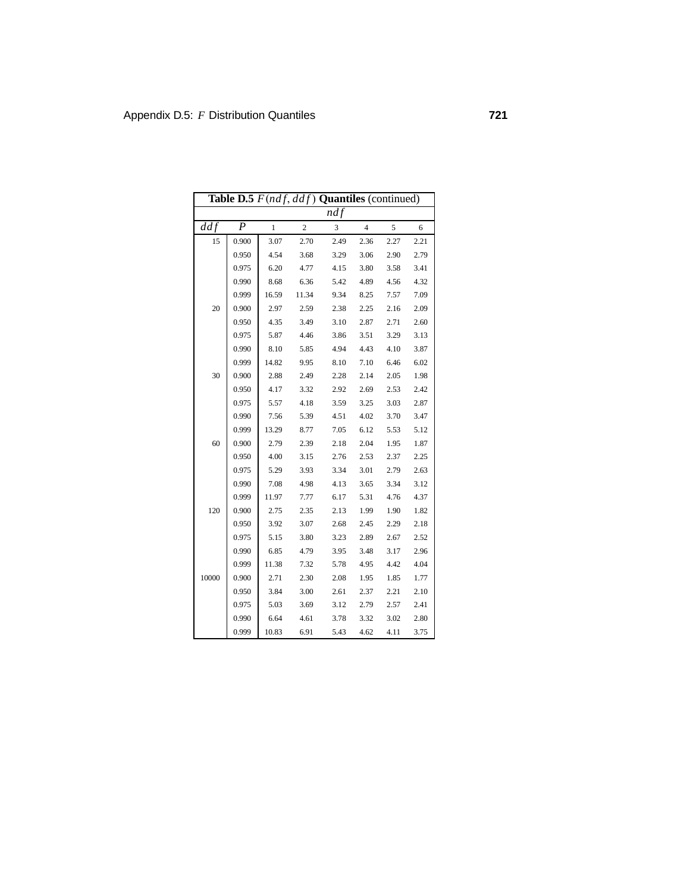| **Table D.5** $F(ndf, ddf)$ **Quantiles** (continued) | | | | | | | |
|---|---|---|---|---|---|---|---|
| | | $ndf$ | | | | | |
| $ddf$ | $P$ | 1 | 2 | 3 | 4 | 5 | 6 |
| 15 | 0.900 | 3.07 | 2.70 | 2.49 | 2.36 | 2.27 | 2.21 |
| | 0.950 | 4.54 | 3.68 | 3.29 | 3.06 | 2.90 | 2.79 |
| | 0.975 | 6.20 | 4.77 | 4.15 | 3.80 | 3.58 | 3.41 |
| | 0.990 | 8.68 | 6.36 | 5.42 | 4.89 | 4.56 | 4.32 |
| | 0.999 | 16.59 | 11.34 | 9.34 | 8.25 | 7.57 | 7.09 |
| 20 | 0.900 | 2.97 | 2.59 | 2.38 | 2.25 | 2.16 | 2.09 |
| | 0.950 | 4.35 | 3.49 | 3.10 | 2.87 | 2.71 | 2.60 |
| | 0.975 | 5.87 | 4.46 | 3.86 | 3.51 | 3.29 | 3.13 |
| | 0.990 | 8.10 | 5.85 | 4.94 | 4.43 | 4.10 | 3.87 |
| | 0.999 | 14.82 | 9.95 | 8.10 | 7.10 | 6.46 | 6.02 |
| 30 | 0.900 | 2.88 | 2.49 | 2.28 | 2.14 | 2.05 | 1.98 |
| | 0.950 | 4.17 | 3.32 | 2.92 | 2.69 | 2.53 | 2.42 |
| | 0.975 | 5.57 | 4.18 | 3.59 | 3.25 | 3.03 | 2.87 |
| | 0.990 | 7.56 | 5.39 | 4.51 | 4.02 | 3.70 | 3.47 |
| | 0.999 | 13.29 | 8.77 | 7.05 | 6.12 | 5.53 | 5.12 |
| 60 | 0.900 | 2.79 | 2.39 | 2.18 | 2.04 | 1.95 | 1.87 |
| | 0.950 | 4.00 | 3.15 | 2.76 | 2.53 | 2.37 | 2.25 |
| | 0.975 | 5.29 | 3.93 | 3.34 | 3.01 | 2.79 | 2.63 |
| | 0.990 | 7.08 | 4.98 | 4.13 | 3.65 | 3.34 | 3.12 |
| | 0.999 | 11.97 | 7.77 | 6.17 | 5.31 | 4.76 | 4.37 |
| 120 | 0.900 | 2.75 | 2.35 | 2.13 | 1.99 | 1.90 | 1.82 |
| | 0.950 | 3.92 | 3.07 | 2.68 | 2.45 | 2.29 | 2.18 |
| | 0.975 | 5.15 | 3.80 | 3.23 | 2.89 | 2.67 | 2.52 |
| | 0.990 | 6.85 | 4.79 | 3.95 | 3.48 | 3.17 | 2.96 |
| | 0.999 | 11.38 | 7.32 | 5.78 | 4.95 | 4.42 | 4.04 |
| 10000 | 0.900 | 2.71 | 2.30 | 2.08 | 1.95 | 1.85 | 1.77 |
| | 0.950 | 3.84 | 3.00 | 2.61 | 2.37 | 2.21 | 2.10 |
| | 0.975 | 5.03 | 3.69 | 3.12 | 2.79 | 2.57 | 2.41 |
| | 0.990 | 6.64 | 4.61 | 3.78 | 3.32 | 3.02 | 2.80 |
| | 0.999 | 10.83 | 6.91 | 5.43 | 4.62 | 4.11 | 3.75 |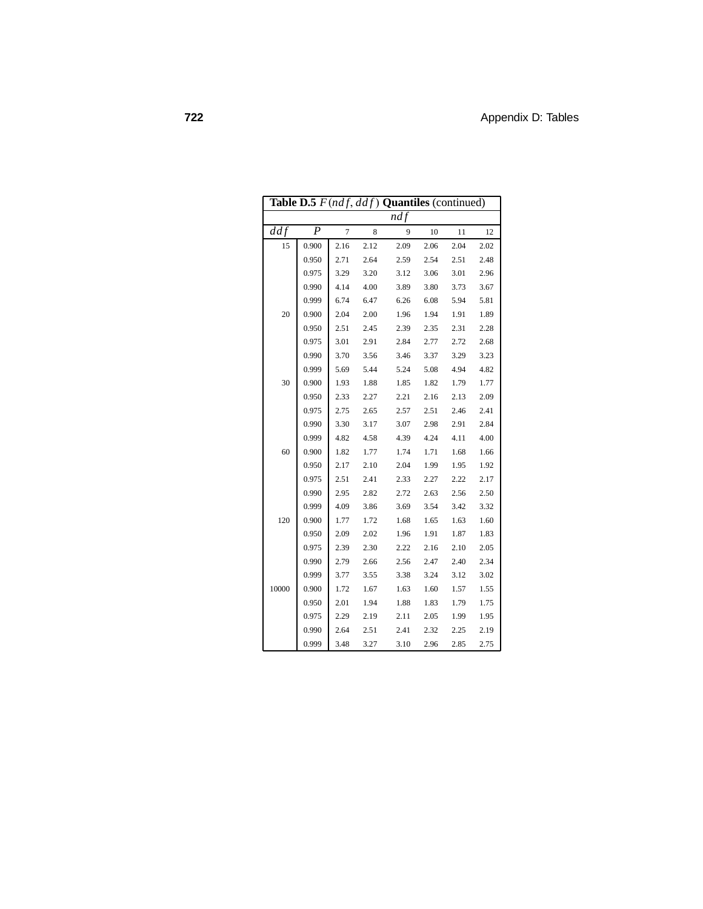**Table D.5** $F(ndf, ddf)$ **Quantiles** (continued)

| | | $ndf$ | | | | | |
|---|---|---|---|---|---|---|---|
| $ddf$ | $P$ | 7 | 8 | 9 | 10 | 11 | 12 |
| 15 | 0.900 | 2.16 | 2.12 | 2.09 | 2.06 | 2.04 | 2.02 |
| | 0.950 | 2.71 | 2.64 | 2.59 | 2.54 | 2.51 | 2.48 |
| | 0.975 | 3.29 | 3.20 | 3.12 | 3.06 | 3.01 | 2.96 |
| | 0.990 | 4.14 | 4.00 | 3.89 | 3.80 | 3.73 | 3.67 |
| | 0.999 | 6.74 | 6.47 | 6.26 | 6.08 | 5.94 | 5.81 |
| 20 | 0.900 | 2.04 | 2.00 | 1.96 | 1.94 | 1.91 | 1.89 |
| | 0.950 | 2.51 | 2.45 | 2.39 | 2.35 | 2.31 | 2.28 |
| | 0.975 | 3.01 | 2.91 | 2.84 | 2.77 | 2.72 | 2.68 |
| | 0.990 | 3.70 | 3.56 | 3.46 | 3.37 | 3.29 | 3.23 |
| | 0.999 | 5.69 | 5.44 | 5.24 | 5.08 | 4.94 | 4.82 |
| 30 | 0.900 | 1.93 | 1.88 | 1.85 | 1.82 | 1.79 | 1.77 |
| | 0.950 | 2.33 | 2.27 | 2.21 | 2.16 | 2.13 | 2.09 |
| | 0.975 | 2.75 | 2.65 | 2.57 | 2.51 | 2.46 | 2.41 |
| | 0.990 | 3.30 | 3.17 | 3.07 | 2.98 | 2.91 | 2.84 |
| | 0.999 | 4.82 | 4.58 | 4.39 | 4.24 | 4.11 | 4.00 |
| 60 | 0.900 | 1.82 | 1.77 | 1.74 | 1.71 | 1.68 | 1.66 |
| | 0.950 | 2.17 | 2.10 | 2.04 | 1.99 | 1.95 | 1.92 |
| | 0.975 | 2.51 | 2.41 | 2.33 | 2.27 | 2.22 | 2.17 |
| | 0.990 | 2.95 | 2.82 | 2.72 | 2.63 | 2.56 | 2.50 |
| | 0.999 | 4.09 | 3.86 | 3.69 | 3.54 | 3.42 | 3.32 |
| 120 | 0.900 | 1.77 | 1.72 | 1.68 | 1.65 | 1.63 | 1.60 |
| | 0.950 | 2.09 | 2.02 | 1.96 | 1.91 | 1.87 | 1.83 |
| | 0.975 | 2.39 | 2.30 | 2.22 | 2.16 | 2.10 | 2.05 |
| | 0.990 | 2.79 | 2.66 | 2.56 | 2.47 | 2.40 | 2.34 |
| | 0.999 | 3.77 | 3.55 | 3.38 | 3.24 | 3.12 | 3.02 |
| 10000 | 0.900 | 1.72 | 1.67 | 1.63 | 1.60 | 1.57 | 1.55 |
| | 0.950 | 2.01 | 1.94 | 1.88 | 1.83 | 1.79 | 1.75 |
| | 0.975 | 2.29 | 2.19 | 2.11 | 2.05 | 1.99 | 1.95 |
| | 0.990 | 2.64 | 2.51 | 2.41 | 2.32 | 2.25 | 2.19 |
| | 0.999 | 3.48 | 3.27 | 3.10 | 2.96 | 2.85 | 2.75 |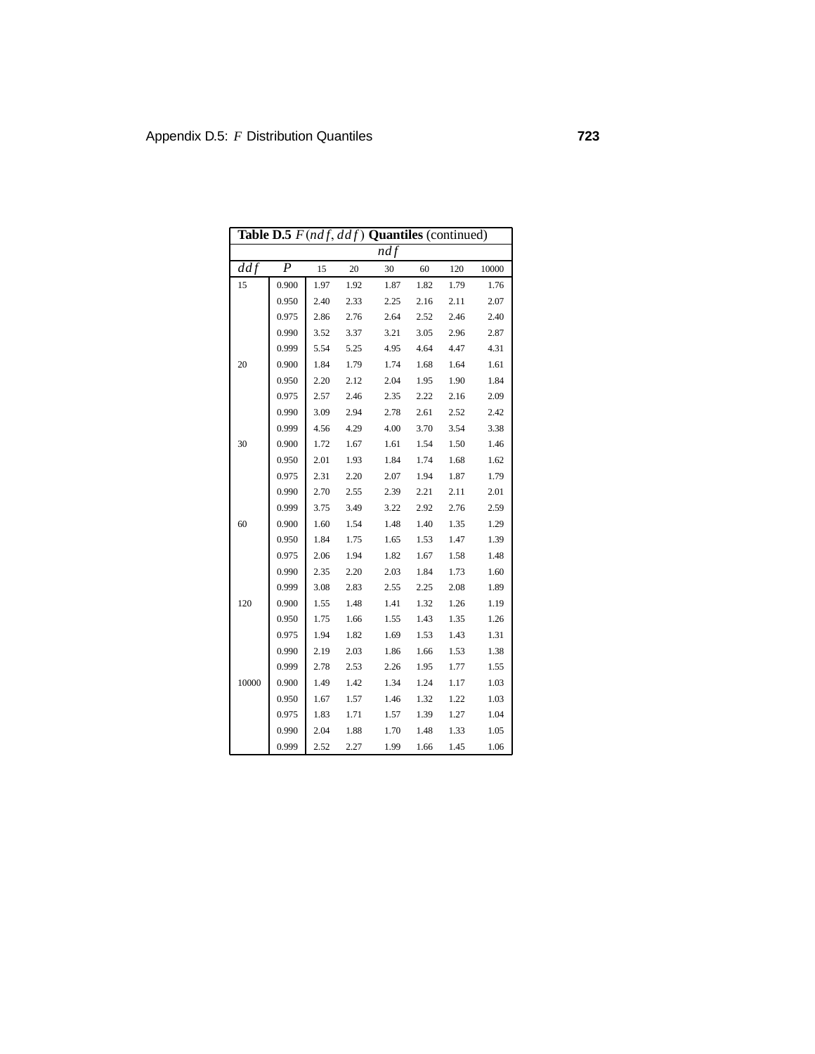| **Table D.5** $F(ndf, ddf)$ **Quantiles** (continued) | | | | | | | |
|---|---|---|---|---|---|---|---|
| | | $ndf$ | | | | | |
| $ddf$ | $P$ | 15 | 20 | 30 | 60 | 120 | 10000 |
| 15 | 0.900 | 1.97 | 1.92 | 1.87 | 1.82 | 1.79 | 1.76 |
| | 0.950 | 2.40 | 2.33 | 2.25 | 2.16 | 2.11 | 2.07 |
| | 0.975 | 2.86 | 2.76 | 2.64 | 2.52 | 2.46 | 2.40 |
| | 0.990 | 3.52 | 3.37 | 3.21 | 3.05 | 2.96 | 2.87 |
| | 0.999 | 5.54 | 5.25 | 4.95 | 4.64 | 4.47 | 4.31 |
| 20 | 0.900 | 1.84 | 1.79 | 1.74 | 1.68 | 1.64 | 1.61 |
| | 0.950 | 2.20 | 2.12 | 2.04 | 1.95 | 1.90 | 1.84 |
| | 0.975 | 2.57 | 2.46 | 2.35 | 2.22 | 2.16 | 2.09 |
| | 0.990 | 3.09 | 2.94 | 2.78 | 2.61 | 2.52 | 2.42 |
| | 0.999 | 4.56 | 4.29 | 4.00 | 3.70 | 3.54 | 3.38 |
| 30 | 0.900 | 1.72 | 1.67 | 1.61 | 1.54 | 1.50 | 1.46 |
| | 0.950 | 2.01 | 1.93 | 1.84 | 1.74 | 1.68 | 1.62 |
| | 0.975 | 2.31 | 2.20 | 2.07 | 1.94 | 1.87 | 1.79 |
| | 0.990 | 2.70 | 2.55 | 2.39 | 2.21 | 2.11 | 2.01 |
| | 0.999 | 3.75 | 3.49 | 3.22 | 2.92 | 2.76 | 2.59 |
| 60 | 0.900 | 1.60 | 1.54 | 1.48 | 1.40 | 1.35 | 1.29 |
| | 0.950 | 1.84 | 1.75 | 1.65 | 1.53 | 1.47 | 1.39 |
| | 0.975 | 2.06 | 1.94 | 1.82 | 1.67 | 1.58 | 1.48 |
| | 0.990 | 2.35 | 2.20 | 2.03 | 1.84 | 1.73 | 1.60 |
| | 0.999 | 3.08 | 2.83 | 2.55 | 2.25 | 2.08 | 1.89 |
| 120 | 0.900 | 1.55 | 1.48 | 1.41 | 1.32 | 1.26 | 1.19 |
| | 0.950 | 1.75 | 1.66 | 1.55 | 1.43 | 1.35 | 1.26 |
| | 0.975 | 1.94 | 1.82 | 1.69 | 1.53 | 1.43 | 1.31 |
| | 0.990 | 2.19 | 2.03 | 1.86 | 1.66 | 1.53 | 1.38 |
| | 0.999 | 2.78 | 2.53 | 2.26 | 1.95 | 1.77 | 1.55 |
| 10000 | 0.900 | 1.49 | 1.42 | 1.34 | 1.24 | 1.17 | 1.03 |
| | 0.950 | 1.67 | 1.57 | 1.46 | 1.32 | 1.22 | 1.03 |
| | 0.975 | 1.83 | 1.71 | 1.57 | 1.39 | 1.27 | 1.04 |
| | 0.990 | 2.04 | 1.88 | 1.70 | 1.48 | 1.33 | 1.05 |
| | 0.999 | 2.52 | 2.27 | 1.99 | 1.66 | 1.45 | 1.06 |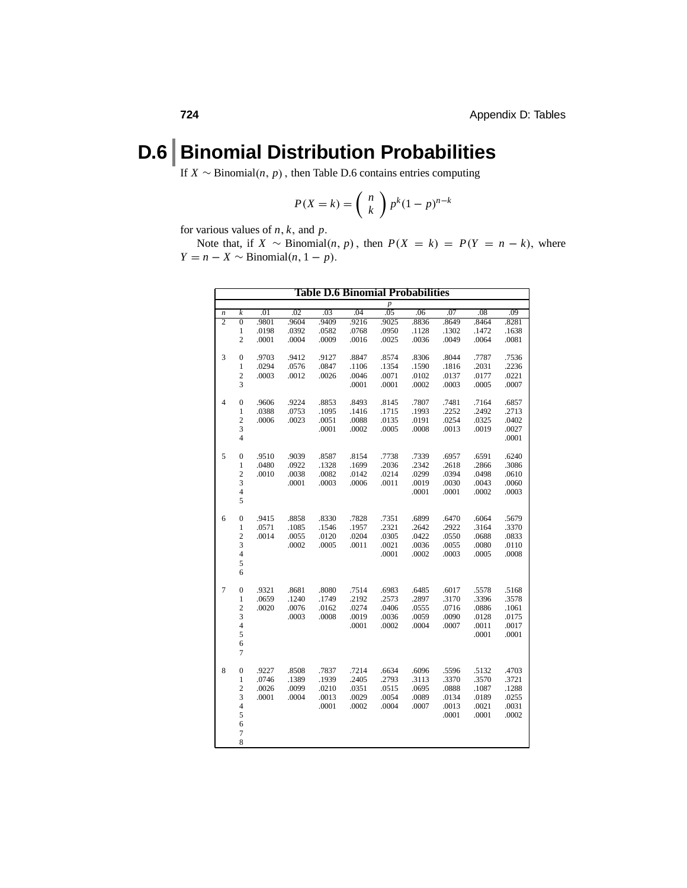# D.6 Binomial Distribution Probabilities

If $X \sim \text{Binomial}(n, p)$, then Table D.6 contains entries computing

$$P(X = k) = \binom{n}{k} p^k (1 - p)^{n-k}$$

for various values of $n, k$, and $p$.

Note that, if $X \sim \text{Binomial}(n, p)$, then $P(X = k) = P(Y = n - k)$, where $Y = n - X \sim \text{Binomial}(n, 1 - p)$.

**Table D.6 Binomial Probabilities**

| | | *p* | | | | | | | | |
|---|---|---|---|---|---|---|---|---|---|---|
| *n* | *k* | .01 | .02 | .03 | .04 | .05 | .06 | .07 | .08 | .09 |
| 2 | 0 | .9801 | .9604 | .9409 | .9216 | .9025 | .8836 | .8649 | .8464 | .8281 |
| | 1 | .0198 | .0392 | .0582 | .0768 | .0950 | .1128 | .1302 | .1472 | .1638 |
| | 2 | .0001 | .0004 | .0009 | .0016 | .0025 | .0036 | .0049 | .0064 | .0081 |
| 3 | 0 | .9703 | .9412 | .9127 | .8847 | .8574 | .8306 | .8044 | .7787 | .7536 |
| | 1 | .0294 | .0576 | .0847 | .1106 | .1354 | .1590 | .1816 | .2031 | .2236 |
| | 2 | .0003 | .0012 | .0026 | .0046 | .0071 | .0102 | .0137 | .0177 | .0221 |
| | 3 | | | | .0001 | .0001 | .0002 | .0003 | .0005 | .0007 |
| 4 | 0 | .9606 | .9224 | .8853 | .8493 | .8145 | .7807 | .7481 | .7164 | .6857 |
| | 1 | .0388 | .0753 | .1095 | .1416 | .1715 | .1993 | .2252 | .2492 | .2713 |
| | 2 | .0006 | .0023 | .0051 | .0088 | .0135 | .0191 | .0254 | .0325 | .0402 |
| | 3 | | | .0001 | .0002 | .0005 | .0008 | .0013 | .0019 | .0027 |
| | 4 | | | | | | | | | .0001 |
| 5 | 0 | .9510 | .9039 | .8587 | .8154 | .7738 | .7339 | .6957 | .6591 | .6240 |
| | 1 | .0480 | .0922 | .1328 | .1699 | .2036 | .2342 | .2618 | .2866 | .3086 |
| | 2 | .0010 | .0038 | .0082 | .0142 | .0214 | .0299 | .0394 | .0498 | .0610 |
| | 3 | | .0001 | .0003 | .0006 | .0011 | .0019 | .0030 | .0043 | .0060 |
| | 4 | | | | | | .0001 | .0001 | .0002 | .0003 |
| | 5 | | | | | | | | | |
| 6 | 0 | .9415 | .8858 | .8330 | .7828 | .7351 | .6899 | .6470 | .6064 | .5679 |
| | 1 | .0571 | .1085 | .1546 | .1957 | .2321 | .2642 | .2922 | .3164 | .3370 |
| | 2 | .0014 | .0055 | .0120 | .0204 | .0305 | .0422 | .0550 | .0688 | .0833 |
| | 3 | | .0002 | .0005 | .0011 | .0021 | .0036 | .0055 | .0080 | .0110 |
| | 4 | | | | | .0001 | .0002 | .0003 | .0005 | .0008 |
| | 5 | | | | | | | | | |
| | 6 | | | | | | | | | |
| 7 | 0 | .9321 | .8681 | .8080 | .7514 | .6983 | .6485 | .6017 | .5578 | .5168 |
| | 1 | .0659 | .1240 | .1749 | .2192 | .2573 | .2897 | .3170 | .3396 | .3578 |
| | 2 | .0020 | .0076 | .0162 | .0274 | .0406 | .0555 | .0716 | .0886 | .1061 |
| | 3 | | .0003 | .0008 | .0019 | .0036 | .0059 | .0090 | .0128 | .0175 |
| | 4 | | | | .0001 | .0002 | .0004 | .0007 | .0011 | .0017 |
| | 5 | | | | | | | | .0001 | .0001 |
| | 6 | | | | | | | | | |
| | 7 | | | | | | | | | |
| 8 | 0 | .9227 | .8508 | .7837 | .7214 | .6634 | .6096 | .5596 | .5132 | .4703 |
| | 1 | .0746 | .1389 | .1939 | .2405 | .2793 | .3113 | .3370 | .3570 | .3721 |
| | 2 | .0026 | .0099 | .0210 | .0351 | .0515 | .0695 | .0888 | .1087 | .1288 |
| | 3 | .0001 | .0004 | .0013 | .0029 | .0054 | .0089 | .0134 | .0189 | .0255 |
| | 4 | | | .0001 | .0002 | .0004 | .0007 | .0013 | .0021 | .0031 |
| | 5 | | | | | | | .0001 | .0001 | .0002 |
| | 6 | | | | | | | | | |
| | 7 | | | | | | | | | |
| | 8 | | | | | | | | | |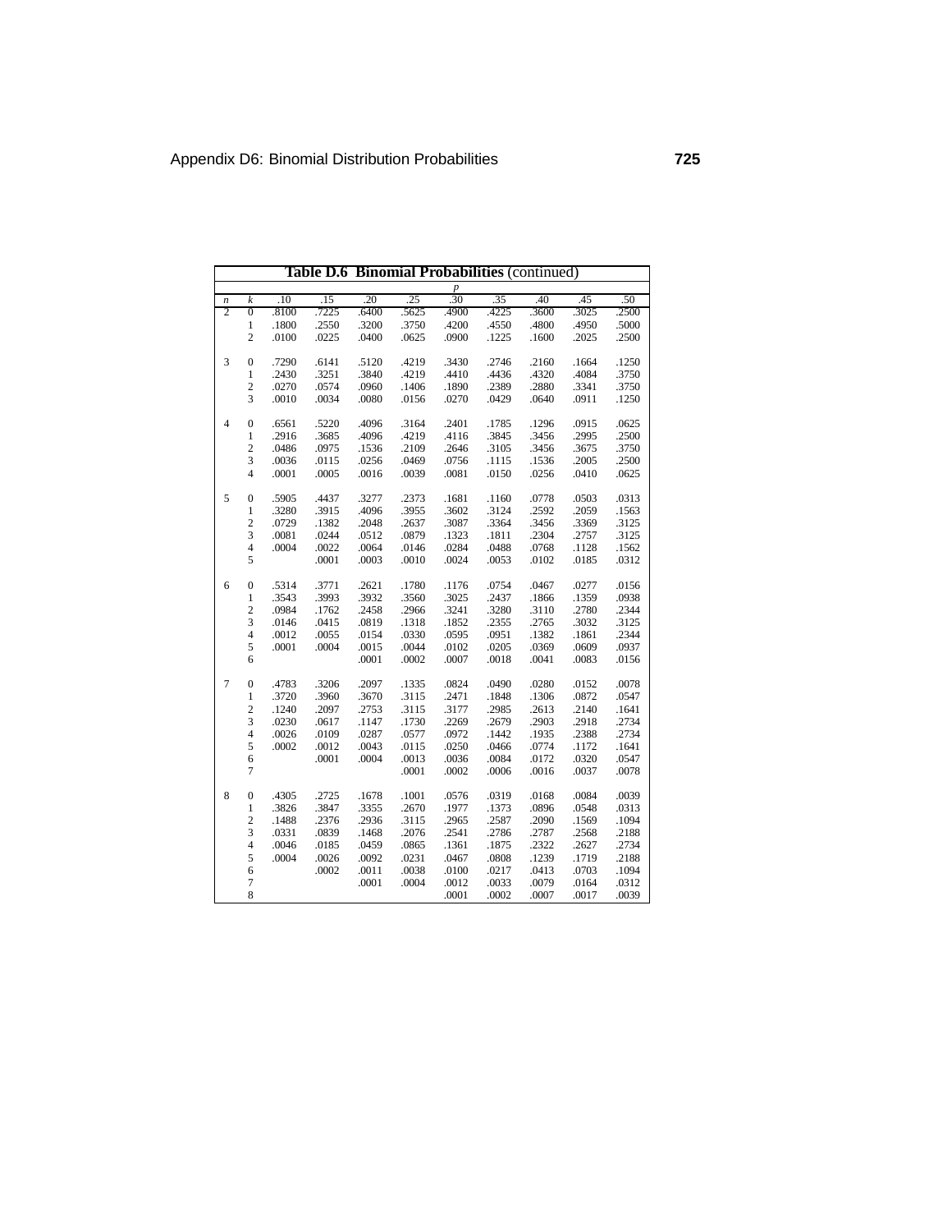**Table D.6 Binomial Probabilities** (continued)

| $n$ | $k$ | .10 | .15 | .20 | .25 | .30 | .35 | .40 | .45 | .50 |
|---|---|---|---|---|---|---|---|---|---|---|
| | | | | | | $p$ | | | | |
| 2 | 0 | .8100 | .7225 | .6400 | .5625 | .4900 | .4225 | .3600 | .3025 | .2500 |
| | 1 | .1800 | .2550 | .3200 | .3750 | .4200 | .4550 | .4800 | .4950 | .5000 |
| | 2 | .0100 | .0225 | .0400 | .0625 | .0900 | .1225 | .1600 | .2025 | .2500 |
| 3 | 0 | .7290 | .6141 | .5120 | .4219 | .3430 | .2746 | .2160 | .1664 | .1250 |
| | 1 | .2430 | .3251 | .3840 | .4219 | .4410 | .4436 | .4320 | .4084 | .3750 |
| | 2 | .0270 | .0574 | .0960 | .1406 | .1890 | .2389 | .2880 | .3341 | .3750 |
| | 3 | .0010 | .0034 | .0080 | .0156 | .0270 | .0429 | .0640 | .0911 | .1250 |
| 4 | 0 | .6561 | .5220 | .4096 | .3164 | .2401 | .1785 | .1296 | .0915 | .0625 |
| | 1 | .2916 | .3685 | .4096 | .4219 | .4116 | .3845 | .3456 | .2995 | .2500 |
| | 2 | .0486 | .0975 | .1536 | .2109 | .2646 | .3105 | .3456 | .3675 | .3750 |
| | 3 | .0036 | .0115 | .0256 | .0469 | .0756 | .1115 | .1536 | .2005 | .2500 |
| | 4 | .0001 | .0005 | .0016 | .0039 | .0081 | .0150 | .0256 | .0410 | .0625 |
| 5 | 0 | .5905 | .4437 | .3277 | .2373 | .1681 | .1160 | .0778 | .0503 | .0313 |
| | 1 | .3280 | .3915 | .4096 | .3955 | .3602 | .3124 | .2592 | .2059 | .1563 |
| | 2 | .0729 | .1382 | .2048 | .2637 | .3087 | .3364 | .3456 | .3369 | .3125 |
| | 3 | .0081 | .0244 | .0512 | .0879 | .1323 | .1811 | .2304 | .2757 | .3125 |
| | 4 | .0004 | .0022 | .0064 | .0146 | .0284 | .0488 | .0768 | .1128 | .1562 |
| | 5 | | .0001 | .0003 | .0010 | .0024 | .0053 | .0102 | .0185 | .0312 |
| 6 | 0 | .5314 | .3771 | .2621 | .1780 | .1176 | .0754 | .0467 | .0277 | .0156 |
| | 1 | .3543 | .3993 | .3932 | .3560 | .3025 | .2437 | .1866 | .1359 | .0938 |
| | 2 | .0984 | .1762 | .2458 | .2966 | .3241 | .3280 | .3110 | .2780 | .2344 |
| | 3 | .0146 | .0415 | .0819 | .1318 | .1852 | .2355 | .2765 | .3032 | .3125 |
| | 4 | .0012 | .0055 | .0154 | .0330 | .0595 | .0951 | .1382 | .1861 | .2344 |
| | 5 | .0001 | .0004 | .0015 | .0044 | .0102 | .0205 | .0369 | .0609 | .0937 |
| | 6 | | | .0001 | .0002 | .0007 | .0018 | .0041 | .0083 | .0156 |
| 7 | 0 | .4783 | .3206 | .2097 | .1335 | .0824 | .0490 | .0280 | .0152 | .0078 |
| | 1 | .3720 | .3960 | .3670 | .3115 | .2471 | .1848 | .1306 | .0872 | .0547 |
| | 2 | .1240 | .2097 | .2753 | .3115 | .3177 | .2985 | .2613 | .2140 | .1641 |
| | 3 | .0230 | .0617 | .1147 | .1730 | .2269 | .2679 | .2903 | .2918 | .2734 |
| | 4 | .0026 | .0109 | .0287 | .0577 | .0972 | .1442 | .1935 | .2388 | .2734 |
| | 5 | .0002 | .0012 | .0043 | .0115 | .0250 | .0466 | .0774 | .1172 | .1641 |
| | 6 | | .0001 | .0004 | .0013 | .0036 | .0084 | .0172 | .0320 | .0547 |
| | 7 | | | | .0001 | .0002 | .0006 | .0016 | .0037 | .0078 |
| 8 | 0 | .4305 | .2725 | .1678 | .1001 | .0576 | .0319 | .0168 | .0084 | .0039 |
| | 1 | .3826 | .3847 | .3355 | .2670 | .1977 | .1373 | .0896 | .0548 | .0313 |
| | 2 | .1488 | .2376 | .2936 | .3115 | .2965 | .2587 | .2090 | .1569 | .1094 |
| | 3 | .0331 | .0839 | .1468 | .2076 | .2541 | .2786 | .2787 | .2568 | .2188 |
| | 4 | .0046 | .0185 | .0459 | .0865 | .1361 | .1875 | .2322 | .2627 | .2734 |
| | 5 | .0004 | .0026 | .0092 | .0231 | .0467 | .0808 | .1239 | .1719 | .2188 |
| | 6 | | .0002 | .0011 | .0038 | .0100 | .0217 | .0413 | .0703 | .1094 |
| | 7 | | | .0001 | .0004 | .0012 | .0033 | .0079 | .0164 | .0312 |
| | 8 | | | | | .0001 | .0002 | .0007 | .0017 | .0039 |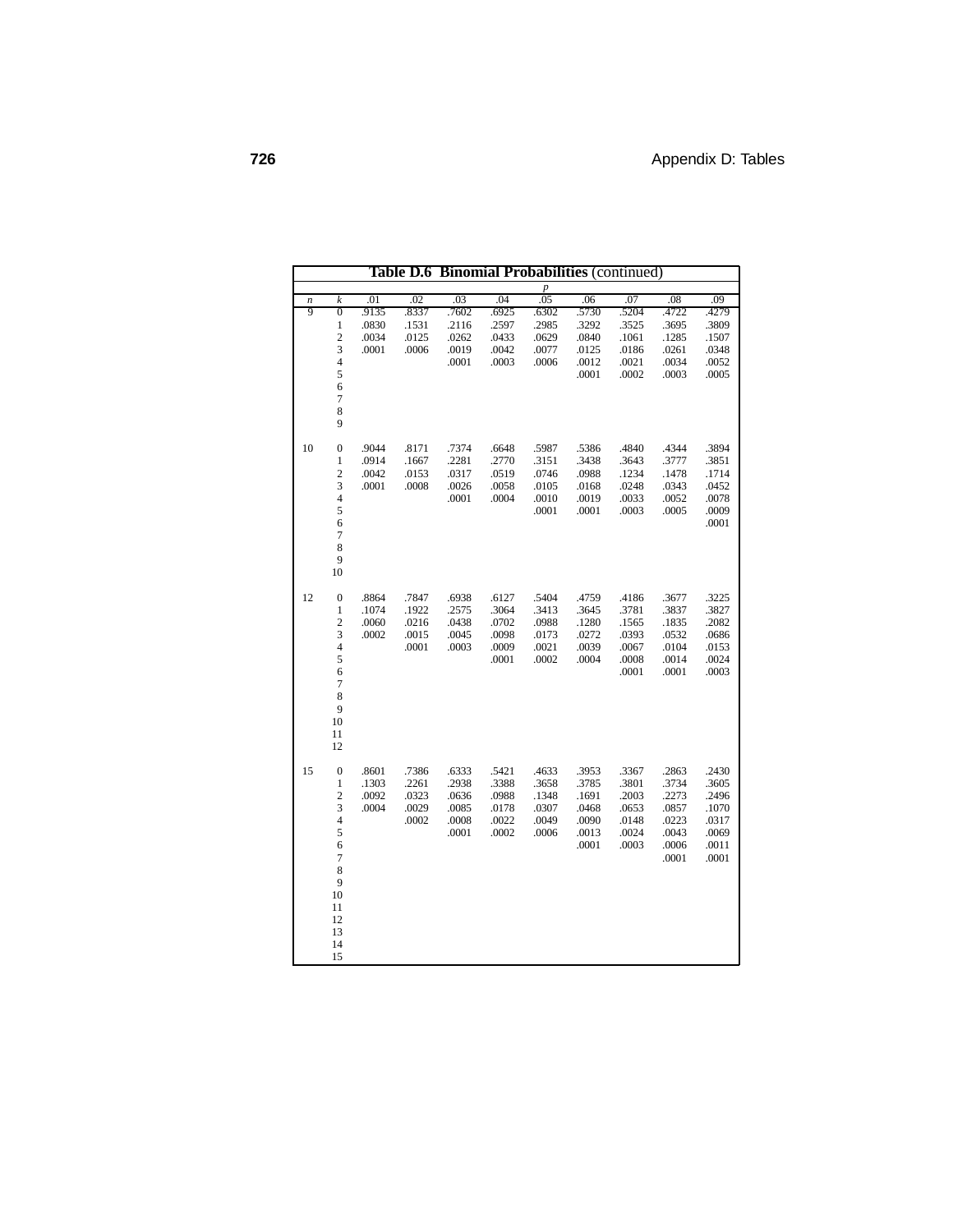**Table D.6 Binomial Probabilities** (continued)

| | | *p* | | | | | | | | |
|---|---|---|---|---|---|---|---|---|---|---|
| *n* | *k* | .01 | .02 | .03 | .04 | .05 | .06 | .07 | .08 | .09 |
| 9 | 0 | .9135 | .8337 | .7602 | .6925 | .6302 | .5730 | .5204 | .4722 | .4279 |
| | 1 | .0830 | .1531 | .2116 | .2597 | .2985 | .3292 | .3525 | .3695 | .3809 |
| | 2 | .0034 | .0125 | .0262 | .0433 | .0629 | .0840 | .1061 | .1285 | .1507 |
| | 3 | .0001 | .0006 | .0019 | .0042 | .0077 | .0125 | .0186 | .0261 | .0348 |
| | 4 | | | .0001 | .0003 | .0006 | .0012 | .0021 | .0034 | .0052 |
| | 5 | | | | | | .0001 | .0002 | .0003 | .0005 |
| | 6 | | | | | | | | | |
| | 7 | | | | | | | | | |
| | 8 | | | | | | | | | |
| | 9 | | | | | | | | | |
| 10 | 0 | .9044 | .8171 | .7374 | .6648 | .5987 | .5386 | .4840 | .4344 | .3894 |
| | 1 | .0914 | .1667 | .2281 | .2770 | .3151 | .3438 | .3643 | .3777 | .3851 |
| | 2 | .0042 | .0153 | .0317 | .0519 | .0746 | .0988 | .1234 | .1478 | .1714 |
| | 3 | .0001 | .0008 | .0026 | .0058 | .0105 | .0168 | .0248 | .0343 | .0452 |
| | 4 | | | .0001 | .0004 | .0010 | .0019 | .0033 | .0052 | .0078 |
| | 5 | | | | | .0001 | .0001 | .0003 | .0005 | .0009 |
| | 6 | | | | | | | | | .0001 |
| | 7 | | | | | | | | | |
| | 8 | | | | | | | | | |
| | 9 | | | | | | | | | |
| | 10 | | | | | | | | | |
| 12 | 0 | .8864 | .7847 | .6938 | .6127 | .5404 | .4759 | .4186 | .3677 | .3225 |
| | 1 | .1074 | .1922 | .2575 | .3064 | .3413 | .3645 | .3781 | .3837 | .3827 |
| | 2 | .0060 | .0216 | .0438 | .0702 | .0988 | .1280 | .1565 | .1835 | .2082 |
| | 3 | .0002 | .0015 | .0045 | .0098 | .0173 | .0272 | .0393 | .0532 | .0686 |
| | 4 | | .0001 | .0003 | .0009 | .0021 | .0039 | .0067 | .0104 | .0153 |
| | 5 | | | | .0001 | .0002 | .0004 | .0008 | .0014 | .0024 |
| | 6 | | | | | | | .0001 | .0001 | .0003 |
| | 7 | | | | | | | | | |
| | 8 | | | | | | | | | |
| | 9 | | | | | | | | | |
| | 10 | | | | | | | | | |
| | 11 | | | | | | | | | |
| | 12 | | | | | | | | | |
| 15 | 0 | .8601 | .7386 | .6333 | .5421 | .4633 | .3953 | .3367 | .2863 | .2430 |
| | 1 | .1303 | .2261 | .2938 | .3388 | .3658 | .3785 | .3801 | .3734 | .3605 |
| | 2 | .0092 | .0323 | .0636 | .0988 | .1348 | .1691 | .2003 | .2273 | .2496 |
| | 3 | .0004 | .0029 | .0085 | .0178 | .0307 | .0468 | .0653 | .0857 | .1070 |
| | 4 | | .0002 | .0008 | .0022 | .0049 | .0090 | .0148 | .0223 | .0317 |
| | 5 | | | .0001 | .0002 | .0006 | .0013 | .0024 | .0043 | .0069 |
| | 6 | | | | | | .0001 | .0003 | .0006 | .0011 |
| | 7 | | | | | | | | .0001 | .0001 |
| | 8 | | | | | | | | | |
| | 9 | | | | | | | | | |
| | 10 | | | | | | | | | |
| | 11 | | | | | | | | | |
| | 12 | | | | | | | | | |
| | 13 | | | | | | | | | |
| | 14 | | | | | | | | | |
| | 15 | | | | | | | | | |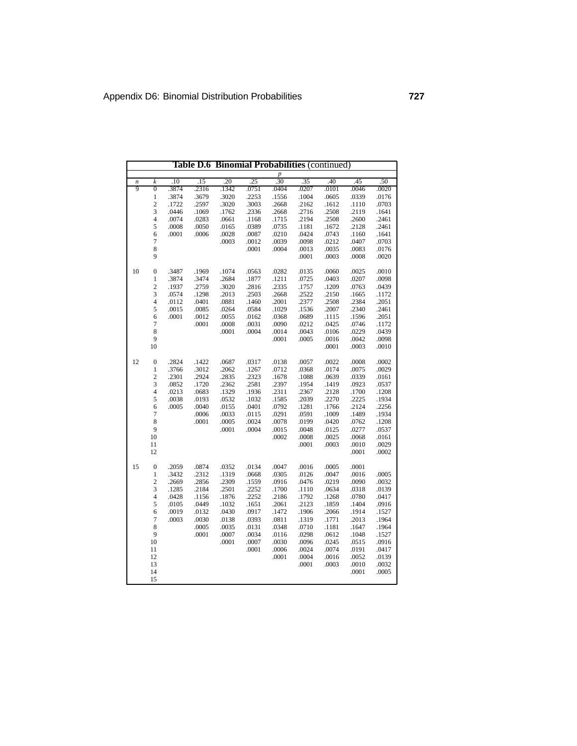**Table D.6 Binomial Probabilities** (continued)

| | | *p* | | | | | | | | |
|---|---|---|---|---|---|---|---|---|---|---|
| *n* | *k* | .10 | .15 | .20 | .25 | .30 | .35 | .40 | .45 | .50 |
| 9 | 0 | .3874 | .2316 | .1342 | .0751 | .0404 | .0207 | .0101 | .0046 | .0020 |
| | 1 | .3874 | .3679 | .3020 | .2253 | .1556 | .1004 | .0605 | .0339 | .0176 |
| | 2 | .1722 | .2597 | .3020 | .3003 | .2668 | .2162 | .1612 | .1110 | .0703 |
| | 3 | .0446 | .1069 | .1762 | .2336 | .2668 | .2716 | .2508 | .2119 | .1641 |
| | 4 | .0074 | .0283 | .0661 | .1168 | .1715 | .2194 | .2508 | .2600 | .2461 |
| | 5 | .0008 | .0050 | .0165 | .0389 | .0735 | .1181 | .1672 | .2128 | .2461 |
| | 6 | .0001 | .0006 | .0028 | .0087 | .0210 | .0424 | .0743 | .1160 | .1641 |
| | 7 | | | .0003 | .0012 | .0039 | .0098 | .0212 | .0407 | .0703 |
| | 8 | | | | .0001 | .0004 | .0013 | .0035 | .0083 | .0176 |
| | 9 | | | | | | .0001 | .0003 | .0008 | .0020 |
| 10 | 0 | .3487 | .1969 | .1074 | .0563 | .0282 | .0135 | .0060 | .0025 | .0010 |
| | 1 | .3874 | .3474 | .2684 | .1877 | .1211 | .0725 | .0403 | .0207 | .0098 |
| | 2 | .1937 | .2759 | .3020 | .2816 | .2335 | .1757 | .1209 | .0763 | .0439 |
| | 3 | .0574 | .1298 | .2013 | .2503 | .2668 | .2522 | .2150 | .1665 | .1172 |
| | 4 | .0112 | .0401 | .0881 | .1460 | .2001 | .2377 | .2508 | .2384 | .2051 |
| | 5 | .0015 | .0085 | .0264 | .0584 | .1029 | .1536 | .2007 | .2340 | .2461 |
| | 6 | .0001 | .0012 | .0055 | .0162 | .0368 | .0689 | .1115 | .1596 | .2051 |
| | 7 | | .0001 | .0008 | .0031 | .0090 | .0212 | .0425 | .0746 | .1172 |
| | 8 | | | .0001 | .0004 | .0014 | .0043 | .0106 | .0229 | .0439 |
| | 9 | | | | | .0001 | .0005 | .0016 | .0042 | .0098 |
| | 10 | | | | | | | .0001 | .0003 | .0010 |
| 12 | 0 | .2824 | .1422 | .0687 | .0317 | .0138 | .0057 | .0022 | .0008 | .0002 |
| | 1 | .3766 | .3012 | .2062 | .1267 | .0712 | .0368 | .0174 | .0075 | .0029 |
| | 2 | .2301 | .2924 | .2835 | .2323 | .1678 | .1088 | .0639 | .0339 | .0161 |
| | 3 | .0852 | .1720 | .2362 | .2581 | .2397 | .1954 | .1419 | .0923 | .0537 |
| | 4 | .0213 | .0683 | .1329 | .1936 | .2311 | .2367 | .2128 | .1700 | .1208 |
| | 5 | .0038 | .0193 | .0532 | .1032 | .1585 | .2039 | .2270 | .2225 | .1934 |
| | 6 | .0005 | .0040 | .0155 | .0401 | .0792 | .1281 | .1766 | .2124 | .2256 |
| | 7 | | .0006 | .0033 | .0115 | .0291 | .0591 | .1009 | .1489 | .1934 |
| | 8 | | .0001 | .0005 | .0024 | .0078 | .0199 | .0420 | .0762 | .1208 |
| | 9 | | | .0001 | .0004 | .0015 | .0048 | .0125 | .0277 | .0537 |
| | 10 | | | | | .0002 | .0008 | .0025 | .0068 | .0161 |
| | 11 | | | | | | .0001 | .0003 | .0010 | .0029 |
| | 12 | | | | | | | | .0001 | .0002 |
| 15 | 0 | .2059 | .0874 | .0352 | .0134 | .0047 | .0016 | .0005 | .0001 | |
| | 1 | .3432 | .2312 | .1319 | .0668 | .0305 | .0126 | .0047 | .0016 | .0005 |
| | 2 | .2669 | .2856 | .2309 | .1559 | .0916 | .0476 | .0219 | .0090 | .0032 |
| | 3 | .1285 | .2184 | .2501 | .2252 | .1700 | .1110 | .0634 | .0318 | .0139 |
| | 4 | .0428 | .1156 | .1876 | .2252 | .2186 | .1792 | .1268 | .0780 | .0417 |
| | 5 | .0105 | .0449 | .1032 | .1651 | .2061 | .2123 | .1859 | .1404 | .0916 |
| | 6 | .0019 | .0132 | .0430 | .0917 | .1472 | .1906 | .2066 | .1914 | .1527 |
| | 7 | .0003 | .0030 | .0138 | .0393 | .0811 | .1319 | .1771 | .2013 | .1964 |
| | 8 | | .0005 | .0035 | .0131 | .0348 | .0710 | .1181 | .1647 | .1964 |
| | 9 | | .0001 | .0007 | .0034 | .0116 | .0298 | .0612 | .1048 | .1527 |
| | 10 | | | .0001 | .0007 | .0030 | .0096 | .0245 | .0515 | .0916 |
| | 11 | | | | .0001 | .0006 | .0024 | .0074 | .0191 | .0417 |
| | 12 | | | | | .0001 | .0004 | .0016 | .0052 | .0139 |
| | 13 | | | | | | .0001 | .0003 | .0010 | .0032 |
| | 14 | | | | | | | | .0001 | .0005 |
| | 15 | | | | | | | | | |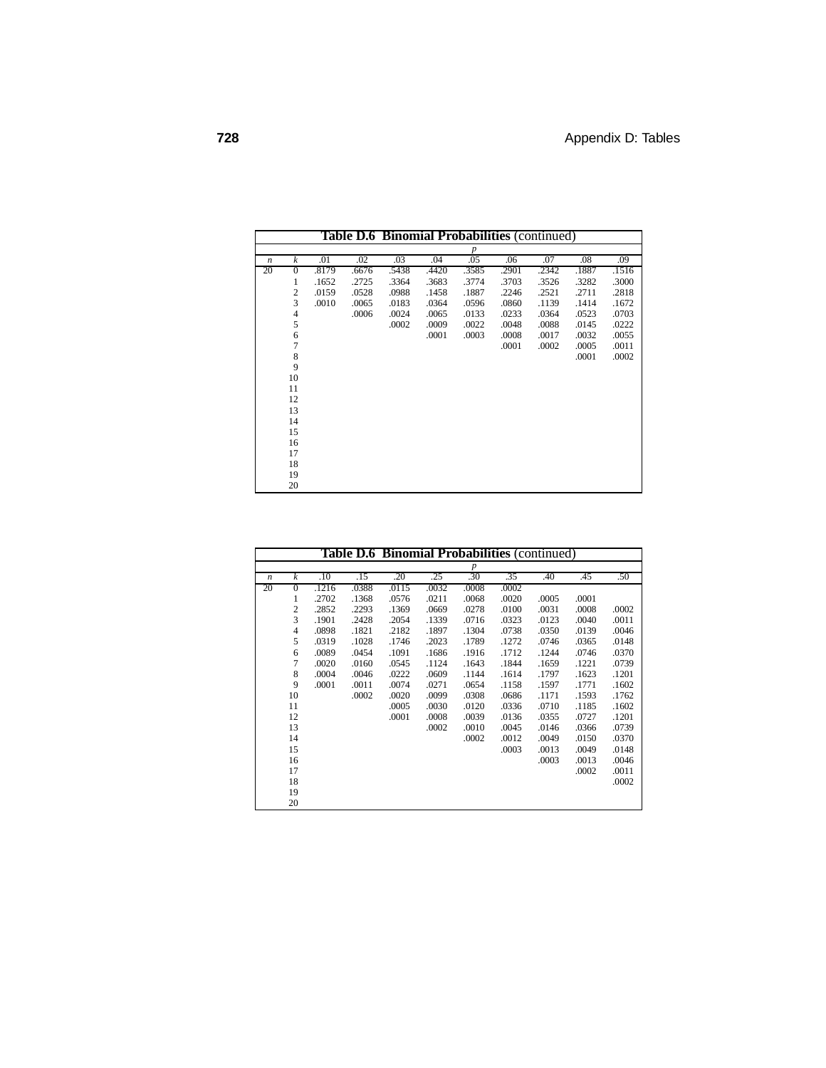**Table D.6 Binomial Probabilities** (continued)

| | | *p* | | | | | | | | |
|---|---|---|---|---|---|---|---|---|---|---|
| *n* | *k* | .01 | .02 | .03 | .04 | .05 | .06 | .07 | .08 | .09 |
| 20 | 0 | .8179 | .6676 | .5438 | .4420 | .3585 | .2901 | .2342 | .1887 | .1516 |
| | 1 | .1652 | .2725 | .3364 | .3683 | .3774 | .3703 | .3526 | .3282 | .3000 |
| | 2 | .0159 | .0528 | .0988 | .1458 | .1887 | .2246 | .2521 | .2711 | .2818 |
| | 3 | .0010 | .0065 | .0183 | .0364 | .0596 | .0860 | .1139 | .1414 | .1672 |
| | 4 | | .0006 | .0024 | .0065 | .0133 | .0233 | .0364 | .0523 | .0703 |
| | 5 | | | .0002 | .0009 | .0022 | .0048 | .0088 | .0145 | .0222 |
| | 6 | | | | .0001 | .0003 | .0008 | .0017 | .0032 | .0055 |
| | 7 | | | | | | .0001 | .0002 | .0005 | .0011 |
| | 8 | | | | | | | | .0001 | .0002 |
| | 9 | | | | | | | | | |
| | 10 | | | | | | | | | |
| | 11 | | | | | | | | | |
| | 12 | | | | | | | | | |
| | 13 | | | | | | | | | |
| | 14 | | | | | | | | | |
| | 15 | | | | | | | | | |
| | 16 | | | | | | | | | |
| | 17 | | | | | | | | | |
| | 18 | | | | | | | | | |
| | 19 | | | | | | | | | |
| | 20 | | | | | | | | | |

**Table D.6 Binomial Probabilities** (continued)

| | | *p* | | | | | | | | |
|---|---|---|---|---|---|---|---|---|---|---|
| *n* | *k* | .10 | .15 | .20 | .25 | .30 | .35 | .40 | .45 | .50 |
| 20 | 0 | .1216 | .0388 | .0115 | .0032 | .0008 | .0002 | | | |
| | 1 | .2702 | .1368 | .0576 | .0211 | .0068 | .0020 | .0005 | .0001 | |
| | 2 | .2852 | .2293 | .1369 | .0669 | .0278 | .0100 | .0031 | .0008 | .0002 |
| | 3 | .1901 | .2428 | .2054 | .1339 | .0716 | .0323 | .0123 | .0040 | .0011 |
| | 4 | .0898 | .1821 | .2182 | .1897 | .1304 | .0738 | .0350 | .0139 | .0046 |
| | 5 | .0319 | .1028 | .1746 | .2023 | .1789 | .1272 | .0746 | .0365 | .0148 |
| | 6 | .0089 | .0454 | .1091 | .1686 | .1916 | .1712 | .1244 | .0746 | .0370 |
| | 7 | .0020 | .0160 | .0545 | .1124 | .1643 | .1844 | .1659 | .1221 | .0739 |
| | 8 | .0004 | .0046 | .0222 | .0609 | .1144 | .1614 | .1797 | .1623 | .1201 |
| | 9 | .0001 | .0011 | .0074 | .0271 | .0654 | .1158 | .1597 | .1771 | .1602 |
| | 10 | | .0002 | .0020 | .0099 | .0308 | .0686 | .1171 | .1593 | .1762 |
| | 11 | | | .0005 | .0030 | .0120 | .0336 | .0710 | .1185 | .1602 |
| | 12 | | | .0001 | .0008 | .0039 | .0136 | .0355 | .0727 | .1201 |
| | 13 | | | | .0002 | .0010 | .0045 | .0146 | .0366 | .0739 |
| | 14 | | | | | .0002 | .0012 | .0049 | .0150 | .0370 |
| | 15 | | | | | | .0003 | .0013 | .0049 | .0148 |
| | 16 | | | | | | | .0003 | .0013 | .0046 |
| | 17 | | | | | | | | .0002 | .0011 |
| | 18 | | | | | | | | | .0002 |
| | 19 | | | | | | | | | |
| | 20 | | | | | | | | | |